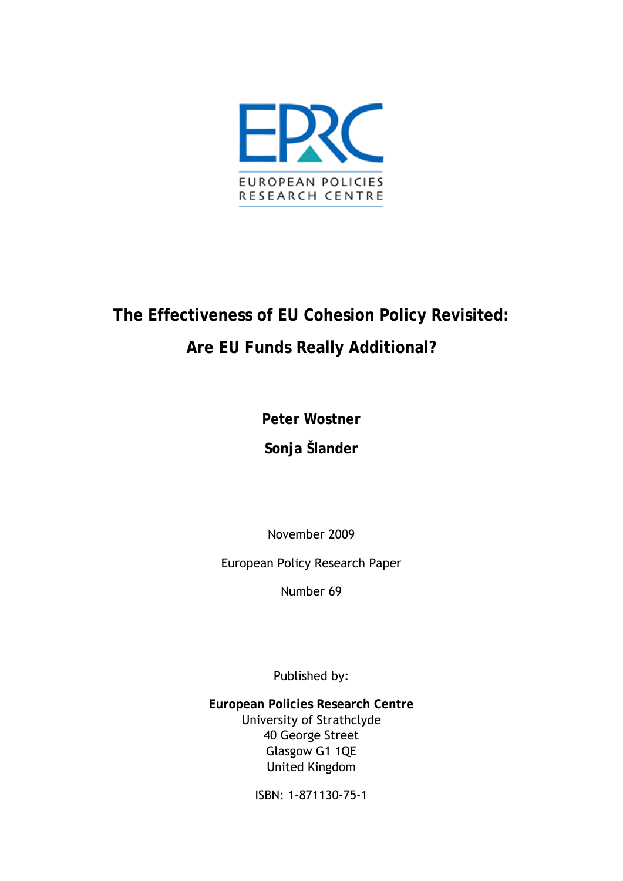EPRC

EUROPEAN POLICIES RESEARCH CENTRE

# The Effectiveness of EU Cohesion Policy Revisited: Are EU Funds Really Additional?

**Peter Wostner**

**Sonja Šlander**

November 2009

European Policy Research Paper

Number 69

Published by:

**European Policies Research Centre**
University of Strathclyde
40 George Street
Glasgow G1 1QE
United Kingdom

ISBN: 1-871130-75-1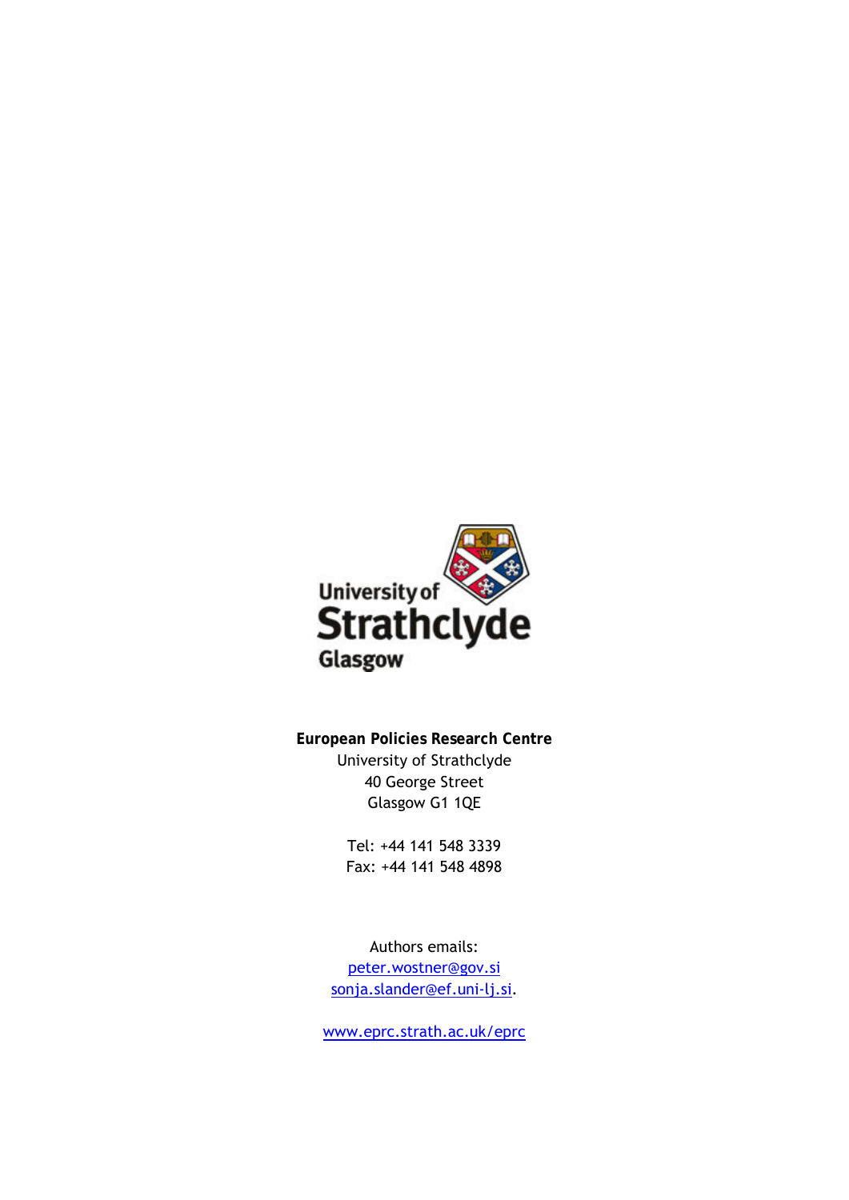University of Strathclyde Glasgow

**European Policies Research Centre**
University of Strathclyde
40 George Street
Glasgow G1 1QE

Tel: +44 141 548 3339
Fax: +44 141 548 4898

Authors emails:
peter.wostner@gov.si
sonja.slander@ef.uni-lj.si.

www.eprc.strath.ac.uk/eprc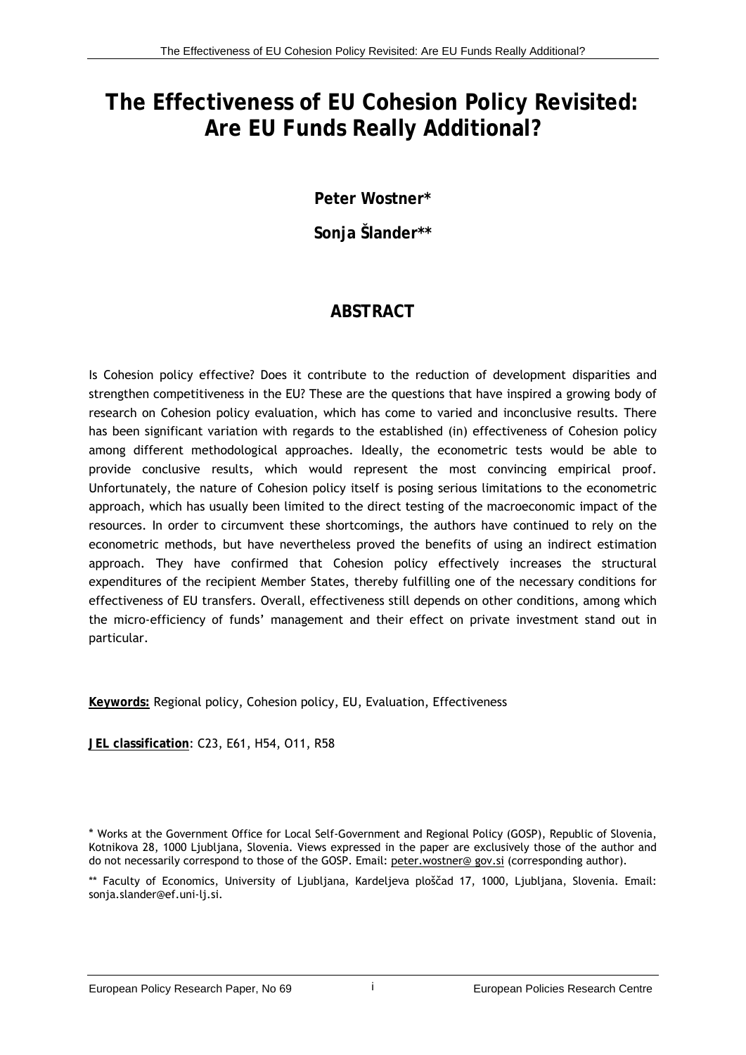# The Effectiveness of EU Cohesion Policy Revisited: Are EU Funds Really Additional?

**Peter Wostner***

**Sonja Šlander****

## ABSTRACT

Is Cohesion policy effective? Does it contribute to the reduction of development disparities and strengthen competitiveness in the EU? These are the questions that have inspired a growing body of research on Cohesion policy evaluation, which has come to varied and inconclusive results. There has been significant variation with regards to the established (in) effectiveness of Cohesion policy among different methodological approaches. Ideally, the econometric tests would be able to provide conclusive results, which would represent the most convincing empirical proof. Unfortunately, the nature of Cohesion policy itself is posing serious limitations to the econometric approach, which has usually been limited to the direct testing of the macroeconomic impact of the resources. In order to circumvent these shortcomings, the authors have continued to rely on the econometric methods, but have nevertheless proved the benefits of using an indirect estimation approach. They have confirmed that Cohesion policy effectively increases the structural expenditures of the recipient Member States, thereby fulfilling one of the necessary conditions for effectiveness of EU transfers. Overall, effectiveness still depends on other conditions, among which the micro-efficiency of funds' management and their effect on private investment stand out in particular.

**Keywords:** Regional policy, Cohesion policy, EU, Evaluation, Effectiveness

**JEL classification**: C23, E61, H54, O11, R58

\* Works at the Government Office for Local Self-Government and Regional Policy (GOSP), Republic of Slovenia, Kotnikova 28, 1000 Ljubljana, Slovenia. Views expressed in the paper are exclusively those of the author and do not necessarily correspond to those of the GOSP. Email: peter.wostner@ gov.si (corresponding author).

\** Faculty of Economics, University of Ljubljana, Kardeljeva ploščad 17, 1000, Ljubljana, Slovenia. Email: sonja.slander@ef.uni-lj.si.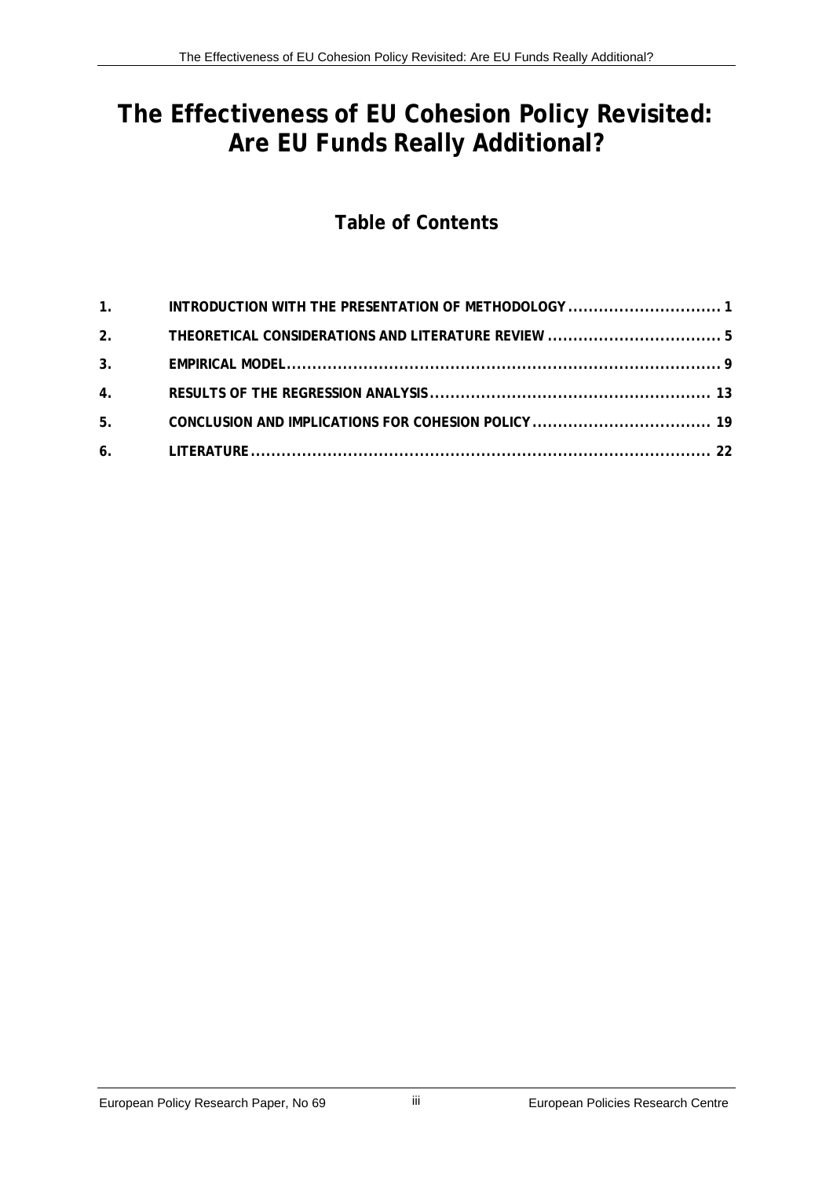# The Effectiveness of EU Cohesion Policy Revisited: Are EU Funds Really Additional?

## Table of Contents

| | | |
|---|---|---|
| 1. | INTRODUCTION WITH THE PRESENTATION OF METHODOLOGY | 1 |
| 2. | THEORETICAL CONSIDERATIONS AND LITERATURE REVIEW | 5 |
| 3. | EMPIRICAL MODEL | 9 |
| 4. | RESULTS OF THE REGRESSION ANALYSIS | 13 |
| 5. | CONCLUSION AND IMPLICATIONS FOR COHESION POLICY | 19 |
| 6. | LITERATURE | 22 |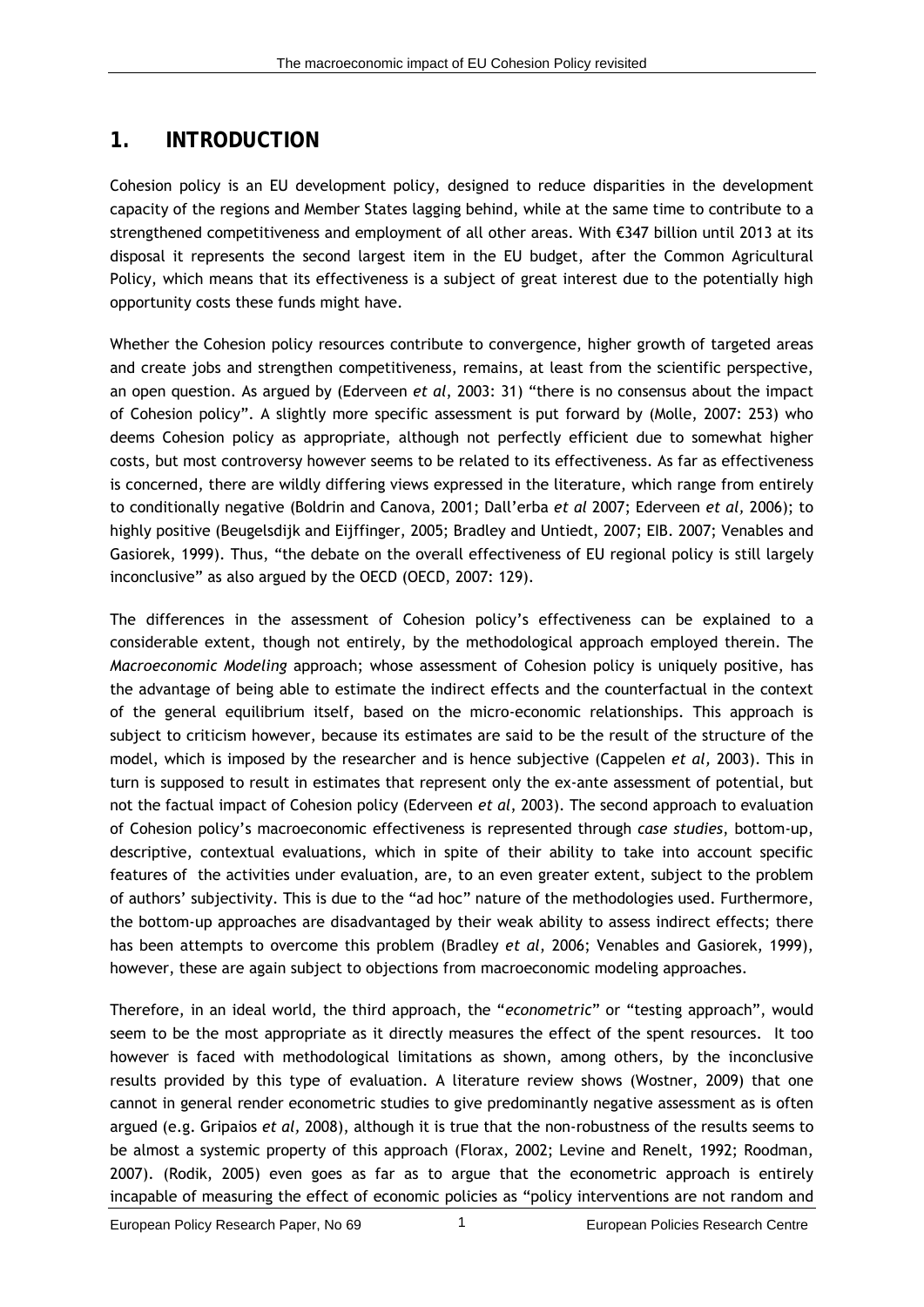# 1. INTRODUCTION

Cohesion policy is an EU development policy, designed to reduce disparities in the development capacity of the regions and Member States lagging behind, while at the same time to contribute to a strengthened competitiveness and employment of all other areas. With €347 billion until 2013 at its disposal it represents the second largest item in the EU budget, after the Common Agricultural Policy, which means that its effectiveness is a subject of great interest due to the potentially high opportunity costs these funds might have.

Whether the Cohesion policy resources contribute to convergence, higher growth of targeted areas and create jobs and strengthen competitiveness, remains, at least from the scientific perspective, an open question. As argued by (Ederveen *et al*, 2003: 31) "there is no consensus about the impact of Cohesion policy". A slightly more specific assessment is put forward by (Molle, 2007: 253) who deems Cohesion policy as appropriate, although not perfectly efficient due to somewhat higher costs, but most controversy however seems to be related to its effectiveness. As far as effectiveness is concerned, there are wildly differing views expressed in the literature, which range from entirely to conditionally negative (Boldrin and Canova, 2001; Dall'erba *et al* 2007; Ederveen *et al*, 2006); to highly positive (Beugelsdijk and Eijffinger, 2005; Bradley and Untiedt, 2007; EIB. 2007; Venables and Gasiorek, 1999). Thus, "the debate on the overall effectiveness of EU regional policy is still largely inconclusive" as also argued by the OECD (OECD, 2007: 129).

The differences in the assessment of Cohesion policy's effectiveness can be explained to a considerable extent, though not entirely, by the methodological approach employed therein. The *Macroeconomic Modeling* approach; whose assessment of Cohesion policy is uniquely positive, has the advantage of being able to estimate the indirect effects and the counterfactual in the context of the general equilibrium itself, based on the micro-economic relationships. This approach is subject to criticism however, because its estimates are said to be the result of the structure of the model, which is imposed by the researcher and is hence subjective (Cappelen *et al*, 2003). This in turn is supposed to result in estimates that represent only the ex-ante assessment of potential, but not the factual impact of Cohesion policy (Ederveen *et al*, 2003). The second approach to evaluation of Cohesion policy's macroeconomic effectiveness is represented through *case studies*, bottom-up, descriptive, contextual evaluations, which in spite of their ability to take into account specific features of the activities under evaluation, are, to an even greater extent, subject to the problem of authors' subjectivity. This is due to the "ad hoc" nature of the methodologies used. Furthermore, the bottom-up approaches are disadvantaged by their weak ability to assess indirect effects; there has been attempts to overcome this problem (Bradley *et al*, 2006; Venables and Gasiorek, 1999), however, these are again subject to objections from macroeconomic modeling approaches.

Therefore, in an ideal world, the third approach, the "*econometric*" or "testing approach", would seem to be the most appropriate as it directly measures the effect of the spent resources. It too however is faced with methodological limitations as shown, among others, by the inconclusive results provided by this type of evaluation. A literature review shows (Wostner, 2009) that one cannot in general render econometric studies to give predominantly negative assessment as is often argued (e.g. Gripaios *et al*, 2008), although it is true that the non-robustness of the results seems to be almost a systemic property of this approach (Florax, 2002; Levine and Renelt, 1992; Roodman, 2007). (Rodik, 2005) even goes as far as to argue that the econometric approach is entirely incapable of measuring the effect of economic policies as "policy interventions are not random and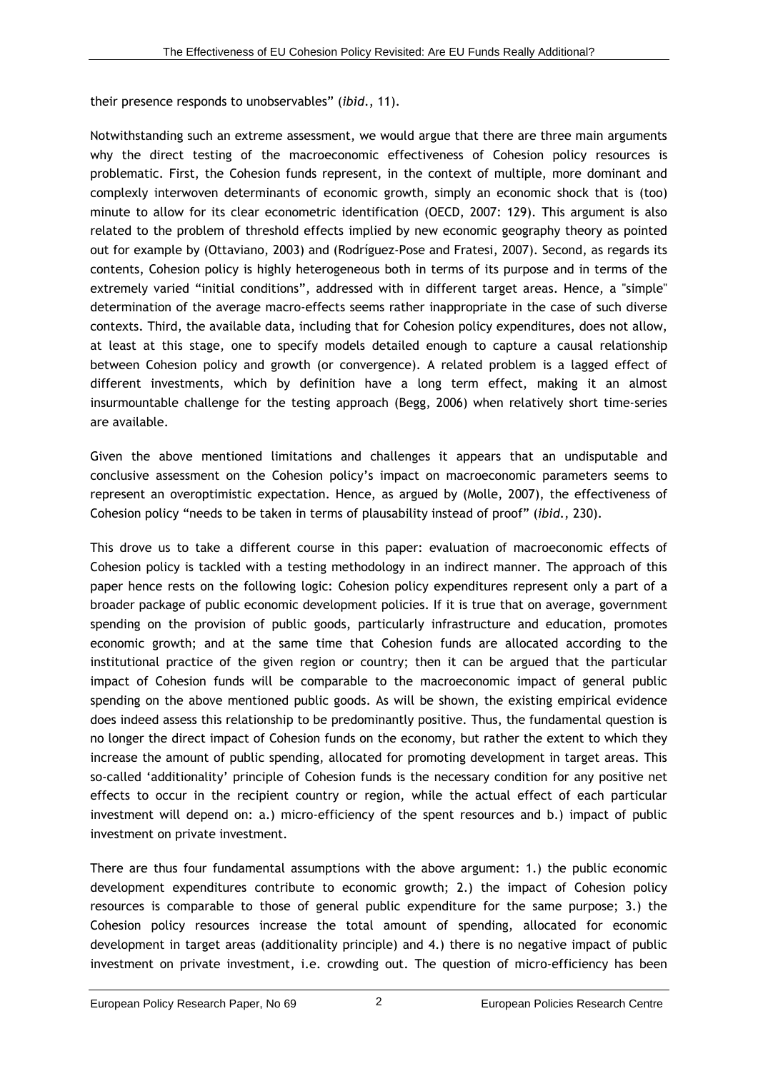their presence responds to unobservables" (*ibid.*, 11).

Notwithstanding such an extreme assessment, we would argue that there are three main arguments why the direct testing of the macroeconomic effectiveness of Cohesion policy resources is problematic. First, the Cohesion funds represent, in the context of multiple, more dominant and complexly interwoven determinants of economic growth, simply an economic shock that is (too) minute to allow for its clear econometric identification (OECD, 2007: 129). This argument is also related to the problem of threshold effects implied by new economic geography theory as pointed out for example by (Ottaviano, 2003) and (Rodríguez-Pose and Fratesi, 2007). Second, as regards its contents, Cohesion policy is highly heterogeneous both in terms of its purpose and in terms of the extremely varied "initial conditions", addressed with in different target areas. Hence, a "simple" determination of the average macro-effects seems rather inappropriate in the case of such diverse contexts. Third, the available data, including that for Cohesion policy expenditures, does not allow, at least at this stage, one to specify models detailed enough to capture a causal relationship between Cohesion policy and growth (or convergence). A related problem is a lagged effect of different investments, which by definition have a long term effect, making it an almost insurmountable challenge for the testing approach (Begg, 2006) when relatively short time-series are available.

Given the above mentioned limitations and challenges it appears that an undisputable and conclusive assessment on the Cohesion policy's impact on macroeconomic parameters seems to represent an overoptimistic expectation. Hence, as argued by (Molle, 2007), the effectiveness of Cohesion policy "needs to be taken in terms of plausability instead of proof" (*ibid.*, 230).

This drove us to take a different course in this paper: evaluation of macroeconomic effects of Cohesion policy is tackled with a testing methodology in an indirect manner. The approach of this paper hence rests on the following logic: Cohesion policy expenditures represent only a part of a broader package of public economic development policies. If it is true that on average, government spending on the provision of public goods, particularly infrastructure and education, promotes economic growth; and at the same time that Cohesion funds are allocated according to the institutional practice of the given region or country; then it can be argued that the particular impact of Cohesion funds will be comparable to the macroeconomic impact of general public spending on the above mentioned public goods. As will be shown, the existing empirical evidence does indeed assess this relationship to be predominantly positive. Thus, the fundamental question is no longer the direct impact of Cohesion funds on the economy, but rather the extent to which they increase the amount of public spending, allocated for promoting development in target areas. This so-called 'additionality' principle of Cohesion funds is the necessary condition for any positive net effects to occur in the recipient country or region, while the actual effect of each particular investment will depend on: a.) micro-efficiency of the spent resources and b.) impact of public investment on private investment.

There are thus four fundamental assumptions with the above argument: 1.) the public economic development expenditures contribute to economic growth; 2.) the impact of Cohesion policy resources is comparable to those of general public expenditure for the same purpose; 3.) the Cohesion policy resources increase the total amount of spending, allocated for economic development in target areas (additionality principle) and 4.) there is no negative impact of public investment on private investment, i.e. crowding out. The question of micro-efficiency has been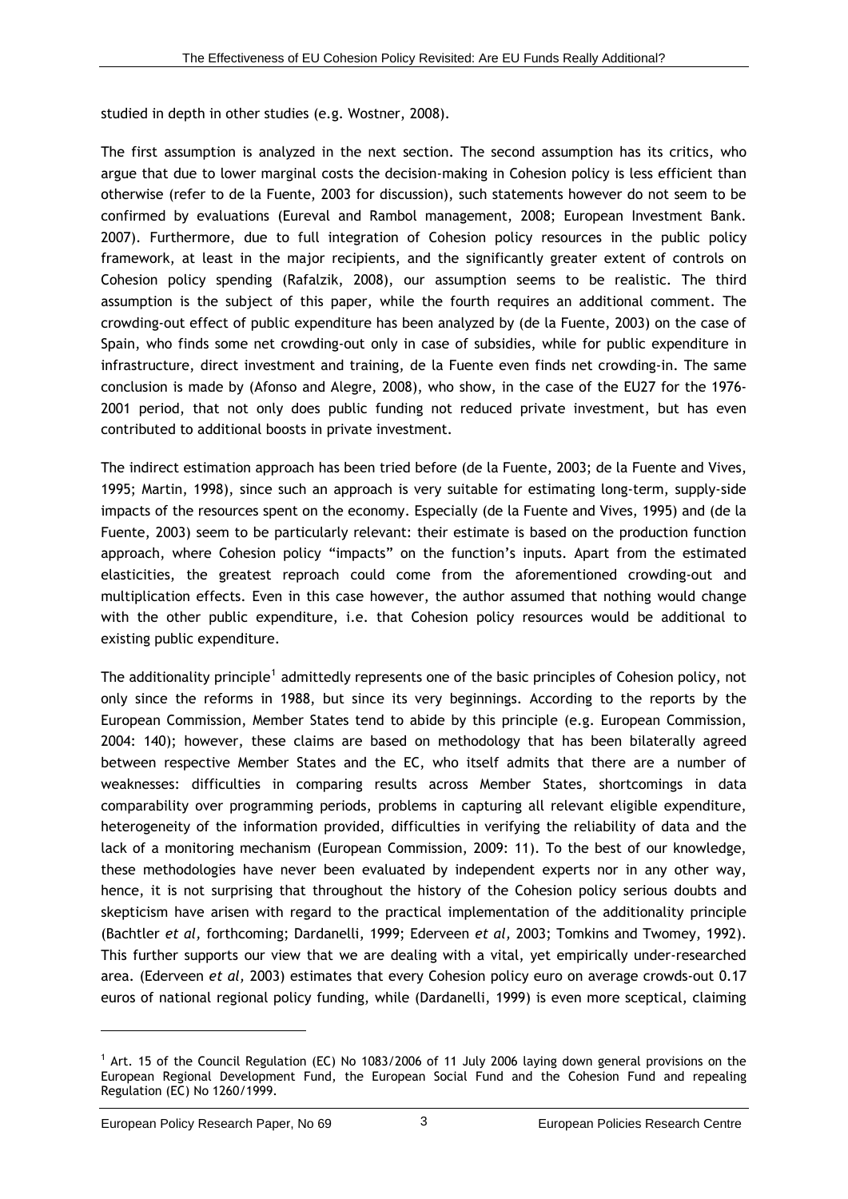studied in depth in other studies (e.g. Wostner, 2008).

The first assumption is analyzed in the next section. The second assumption has its critics, who argue that due to lower marginal costs the decision-making in Cohesion policy is less efficient than otherwise (refer to de la Fuente, 2003 for discussion), such statements however do not seem to be confirmed by evaluations (Eureval and Rambol management, 2008; European Investment Bank. 2007). Furthermore, due to full integration of Cohesion policy resources in the public policy framework, at least in the major recipients, and the significantly greater extent of controls on Cohesion policy spending (Rafalzik, 2008), our assumption seems to be realistic. The third assumption is the subject of this paper, while the fourth requires an additional comment. The crowding-out effect of public expenditure has been analyzed by (de la Fuente, 2003) on the case of Spain, who finds some net crowding-out only in case of subsidies, while for public expenditure in infrastructure, direct investment and training, de la Fuente even finds net crowding-in. The same conclusion is made by (Afonso and Alegre, 2008), who show, in the case of the EU27 for the 1976-2001 period, that not only does public funding not reduced private investment, but has even contributed to additional boosts in private investment.

The indirect estimation approach has been tried before (de la Fuente, 2003; de la Fuente and Vives, 1995; Martin, 1998), since such an approach is very suitable for estimating long-term, supply-side impacts of the resources spent on the economy. Especially (de la Fuente and Vives, 1995) and (de la Fuente, 2003) seem to be particularly relevant: their estimate is based on the production function approach, where Cohesion policy "impacts" on the function's inputs. Apart from the estimated elasticities, the greatest reproach could come from the aforementioned crowding-out and multiplication effects. Even in this case however, the author assumed that nothing would change with the other public expenditure, i.e. that Cohesion policy resources would be additional to existing public expenditure.

The additionality principle[1] admittedly represents one of the basic principles of Cohesion policy, not only since the reforms in 1988, but since its very beginnings. According to the reports by the European Commission, Member States tend to abide by this principle (e.g. European Commission, 2004: 140); however, these claims are based on methodology that has been bilaterally agreed between respective Member States and the EC, who itself admits that there are a number of weaknesses: difficulties in comparing results across Member States, shortcomings in data comparability over programming periods, problems in capturing all relevant eligible expenditure, heterogeneity of the information provided, difficulties in verifying the reliability of data and the lack of a monitoring mechanism (European Commission, 2009: 11). To the best of our knowledge, these methodologies have never been evaluated by independent experts nor in any other way, hence, it is not surprising that throughout the history of the Cohesion policy serious doubts and skepticism have arisen with regard to the practical implementation of the additionality principle (Bachtler *et al,* forthcoming; Dardanelli, 1999; Ederveen *et al,* 2003; Tomkins and Twomey, 1992). This further supports our view that we are dealing with a vital, yet empirically under-researched area. (Ederveen *et al,* 2003) estimates that every Cohesion policy euro on average crowds-out 0.17 euros of national regional policy funding, while (Dardanelli, 1999) is even more sceptical, claiming

---

[1] Art. 15 of the Council Regulation (EC) No 1083/2006 of 11 July 2006 laying down general provisions on the European Regional Development Fund, the European Social Fund and the Cohesion Fund and repealing Regulation (EC) No 1260/1999.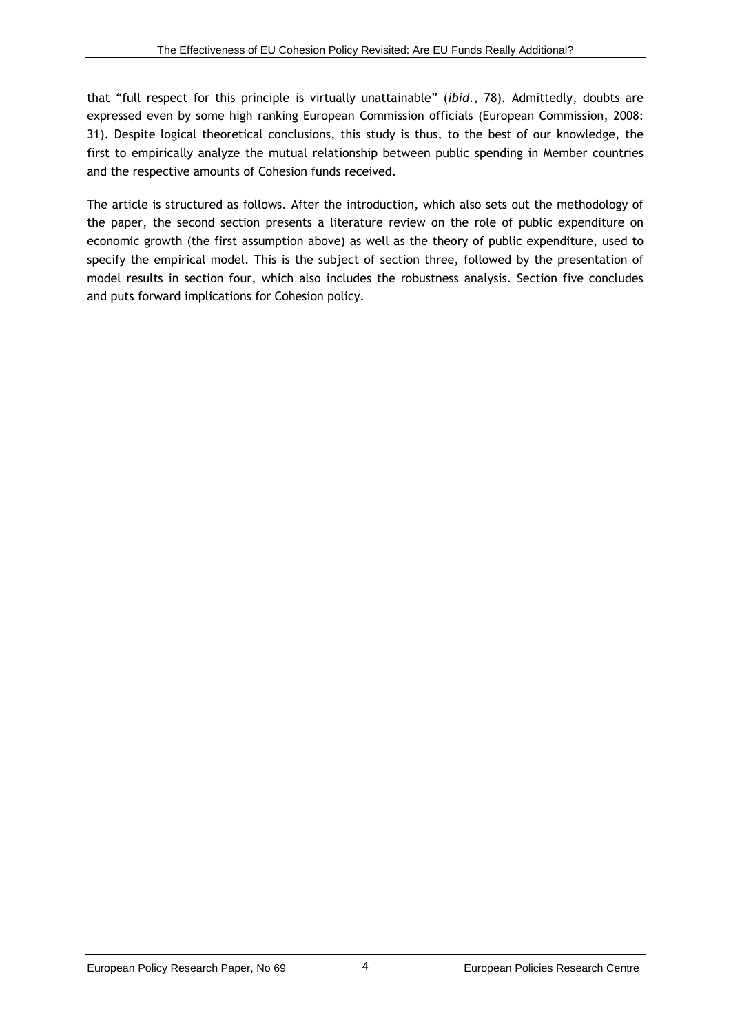that "full respect for this principle is virtually unattainable" (*ibid.*, 78). Admittedly, doubts are expressed even by some high ranking European Commission officials (European Commission, 2008: 31). Despite logical theoretical conclusions, this study is thus, to the best of our knowledge, the first to empirically analyze the mutual relationship between public spending in Member countries and the respective amounts of Cohesion funds received.

The article is structured as follows. After the introduction, which also sets out the methodology of the paper, the second section presents a literature review on the role of public expenditure on economic growth (the first assumption above) as well as the theory of public expenditure, used to specify the empirical model. This is the subject of section three, followed by the presentation of model results in section four, which also includes the robustness analysis. Section five concludes and puts forward implications for Cohesion policy.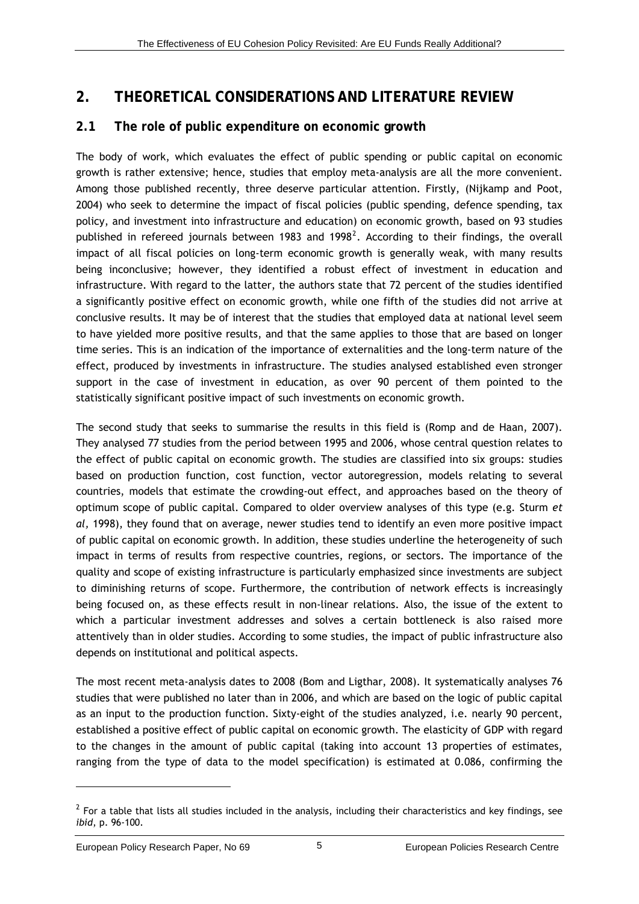# 2. THEORETICAL CONSIDERATIONS AND LITERATURE REVIEW

## 2.1 The role of public expenditure on economic growth

The body of work, which evaluates the effect of public spending or public capital on economic growth is rather extensive; hence, studies that employ meta-analysis are all the more convenient. Among those published recently, three deserve particular attention. Firstly, (Nijkamp and Poot, 2004) who seek to determine the impact of fiscal policies (public spending, defence spending, tax policy, and investment into infrastructure and education) on economic growth, based on 93 studies published in refereed journals between 1983 and 1998[2]. According to their findings, the overall impact of all fiscal policies on long-term economic growth is generally weak, with many results being inconclusive; however, they identified a robust effect of investment in education and infrastructure. With regard to the latter, the authors state that 72 percent of the studies identified a significantly positive effect on economic growth, while one fifth of the studies did not arrive at conclusive results. It may be of interest that the studies that employed data at national level seem to have yielded more positive results, and that the same applies to those that are based on longer time series. This is an indication of the importance of externalities and the long-term nature of the effect, produced by investments in infrastructure. The studies analysed established even stronger support in the case of investment in education, as over 90 percent of them pointed to the statistically significant positive impact of such investments on economic growth.

The second study that seeks to summarise the results in this field is (Romp and de Haan, 2007). They analysed 77 studies from the period between 1995 and 2006, whose central question relates to the effect of public capital on economic growth. The studies are classified into six groups: studies based on production function, cost function, vector autoregression, models relating to several countries, models that estimate the crowding-out effect, and approaches based on the theory of optimum scope of public capital. Compared to older overview analyses of this type (e.g. Sturm *et al,* 1998), they found that on average, newer studies tend to identify an even more positive impact of public capital on economic growth. In addition, these studies underline the heterogeneity of such impact in terms of results from respective countries, regions, or sectors. The importance of the quality and scope of existing infrastructure is particularly emphasized since investments are subject to diminishing returns of scope. Furthermore, the contribution of network effects is increasingly being focused on, as these effects result in non-linear relations. Also, the issue of the extent to which a particular investment addresses and solves a certain bottleneck is also raised more attentively than in older studies. According to some studies, the impact of public infrastructure also depends on institutional and political aspects.

The most recent meta-analysis dates to 2008 (Bom and Ligthar, 2008). It systematically analyses 76 studies that were published no later than in 2006, and which are based on the logic of public capital as an input to the production function. Sixty-eight of the studies analyzed, i.e. nearly 90 percent, established a positive effect of public capital on economic growth. The elasticity of GDP with regard to the changes in the amount of public capital (taking into account 13 properties of estimates, ranging from the type of data to the model specification) is estimated at 0.086, confirming the

---

[2] For a table that lists all studies included in the analysis, including their characteristics and key findings, see *ibid*, p. 96-100.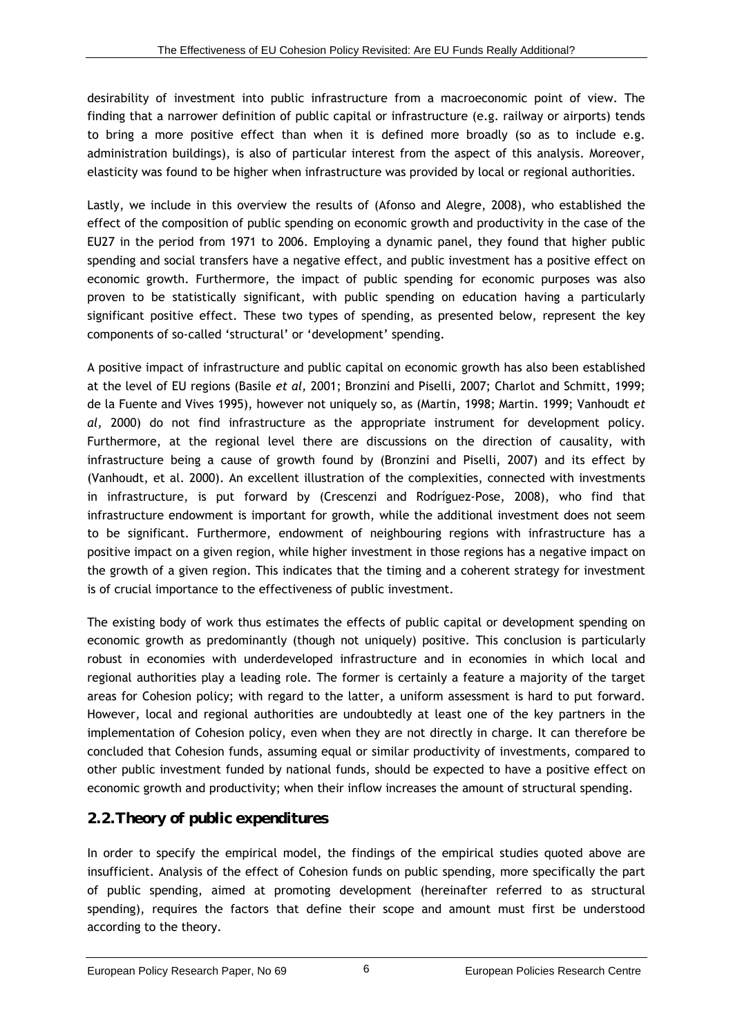desirability of investment into public infrastructure from a macroeconomic point of view. The finding that a narrower definition of public capital or infrastructure (e.g. railway or airports) tends to bring a more positive effect than when it is defined more broadly (so as to include e.g. administration buildings), is also of particular interest from the aspect of this analysis. Moreover, elasticity was found to be higher when infrastructure was provided by local or regional authorities.

Lastly, we include in this overview the results of (Afonso and Alegre, 2008), who established the effect of the composition of public spending on economic growth and productivity in the case of the EU27 in the period from 1971 to 2006. Employing a dynamic panel, they found that higher public spending and social transfers have a negative effect, and public investment has a positive effect on economic growth. Furthermore, the impact of public spending for economic purposes was also proven to be statistically significant, with public spending on education having a particularly significant positive effect. These two types of spending, as presented below, represent the key components of so-called 'structural' or 'development' spending.

A positive impact of infrastructure and public capital on economic growth has also been established at the level of EU regions (Basile *et al,* 2001; Bronzini and Piselli, 2007; Charlot and Schmitt, 1999; de la Fuente and Vives 1995), however not uniquely so, as (Martin, 1998; Martin. 1999; Vanhoudt *et al,* 2000) do not find infrastructure as the appropriate instrument for development policy. Furthermore, at the regional level there are discussions on the direction of causality, with infrastructure being a cause of growth found by (Bronzini and Piselli, 2007) and its effect by (Vanhoudt, et al. 2000). An excellent illustration of the complexities, connected with investments in infrastructure, is put forward by (Crescenzi and Rodríguez-Pose, 2008), who find that infrastructure endowment is important for growth, while the additional investment does not seem to be significant. Furthermore, endowment of neighbouring regions with infrastructure has a positive impact on a given region, while higher investment in those regions has a negative impact on the growth of a given region. This indicates that the timing and a coherent strategy for investment is of crucial importance to the effectiveness of public investment.

The existing body of work thus estimates the effects of public capital or development spending on economic growth as predominantly (though not uniquely) positive. This conclusion is particularly robust in economies with underdeveloped infrastructure and in economies in which local and regional authorities play a leading role. The former is certainly a feature a majority of the target areas for Cohesion policy; with regard to the latter, a uniform assessment is hard to put forward. However, local and regional authorities are undoubtedly at least one of the key partners in the implementation of Cohesion policy, even when they are not directly in charge. It can therefore be concluded that Cohesion funds, assuming equal or similar productivity of investments, compared to other public investment funded by national funds, should be expected to have a positive effect on economic growth and productivity; when their inflow increases the amount of structural spending.

## 2.2. Theory of public expenditures

In order to specify the empirical model, the findings of the empirical studies quoted above are insufficient. Analysis of the effect of Cohesion funds on public spending, more specifically the part of public spending, aimed at promoting development (hereinafter referred to as structural spending), requires the factors that define their scope and amount must first be understood according to the theory.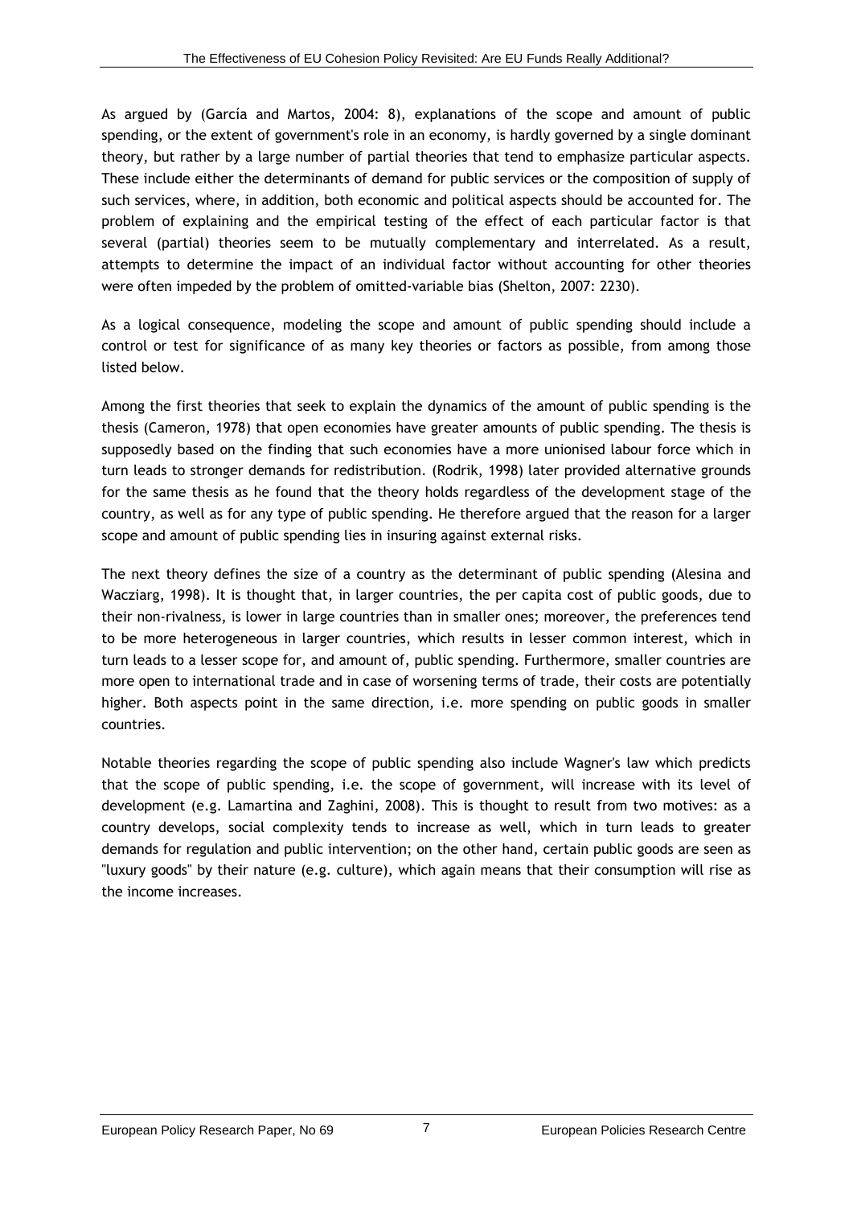As argued by (García and Martos, 2004: 8), explanations of the scope and amount of public spending, or the extent of government's role in an economy, is hardly governed by a single dominant theory, but rather by a large number of partial theories that tend to emphasize particular aspects. These include either the determinants of demand for public services or the composition of supply of such services, where, in addition, both economic and political aspects should be accounted for. The problem of explaining and the empirical testing of the effect of each particular factor is that several (partial) theories seem to be mutually complementary and interrelated. As a result, attempts to determine the impact of an individual factor without accounting for other theories were often impeded by the problem of omitted-variable bias (Shelton, 2007: 2230).

As a logical consequence, modeling the scope and amount of public spending should include a control or test for significance of as many key theories or factors as possible, from among those listed below.

Among the first theories that seek to explain the dynamics of the amount of public spending is the thesis (Cameron, 1978) that open economies have greater amounts of public spending. The thesis is supposedly based on the finding that such economies have a more unionised labour force which in turn leads to stronger demands for redistribution. (Rodrik, 1998) later provided alternative grounds for the same thesis as he found that the theory holds regardless of the development stage of the country, as well as for any type of public spending. He therefore argued that the reason for a larger scope and amount of public spending lies in insuring against external risks.

The next theory defines the size of a country as the determinant of public spending (Alesina and Wacziarg, 1998). It is thought that, in larger countries, the per capita cost of public goods, due to their non-rivalness, is lower in large countries than in smaller ones; moreover, the preferences tend to be more heterogeneous in larger countries, which results in lesser common interest, which in turn leads to a lesser scope for, and amount of, public spending. Furthermore, smaller countries are more open to international trade and in case of worsening terms of trade, their costs are potentially higher. Both aspects point in the same direction, i.e. more spending on public goods in smaller countries.

Notable theories regarding the scope of public spending also include Wagner's law which predicts that the scope of public spending, i.e. the scope of government, will increase with its level of development (e.g. Lamartina and Zaghini, 2008). This is thought to result from two motives: as a country develops, social complexity tends to increase as well, which in turn leads to greater demands for regulation and public intervention; on the other hand, certain public goods are seen as "luxury goods" by their nature (e.g. culture), which again means that their consumption will rise as the income increases.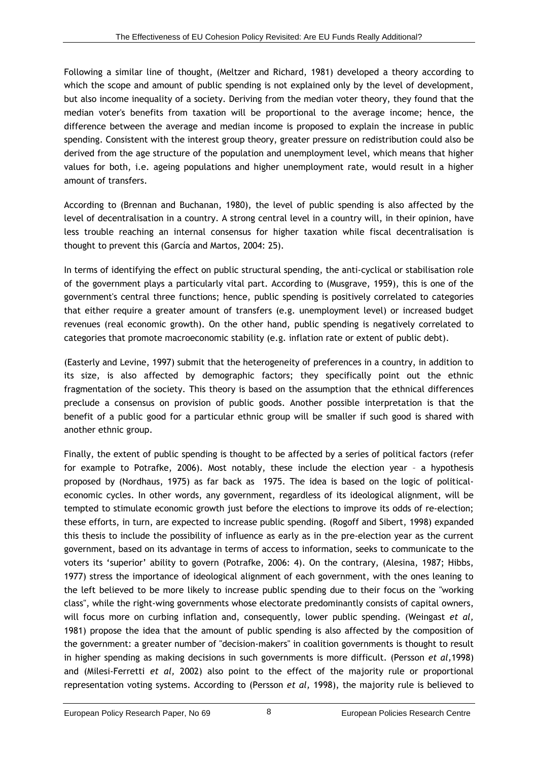Following a similar line of thought, (Meltzer and Richard, 1981) developed a theory according to which the scope and amount of public spending is not explained only by the level of development, but also income inequality of a society. Deriving from the median voter theory, they found that the median voter's benefits from taxation will be proportional to the average income; hence, the difference between the average and median income is proposed to explain the increase in public spending. Consistent with the interest group theory, greater pressure on redistribution could also be derived from the age structure of the population and unemployment level, which means that higher values for both, i.e. ageing populations and higher unemployment rate, would result in a higher amount of transfers.

According to (Brennan and Buchanan, 1980), the level of public spending is also affected by the level of decentralisation in a country. A strong central level in a country will, in their opinion, have less trouble reaching an internal consensus for higher taxation while fiscal decentralisation is thought to prevent this (García and Martos, 2004: 25).

In terms of identifying the effect on public structural spending, the anti-cyclical or stabilisation role of the government plays a particularly vital part. According to (Musgrave, 1959), this is one of the government's central three functions; hence, public spending is positively correlated to categories that either require a greater amount of transfers (e.g. unemployment level) or increased budget revenues (real economic growth). On the other hand, public spending is negatively correlated to categories that promote macroeconomic stability (e.g. inflation rate or extent of public debt).

(Easterly and Levine, 1997) submit that the heterogeneity of preferences in a country, in addition to its size, is also affected by demographic factors; they specifically point out the ethnic fragmentation of the society. This theory is based on the assumption that the ethnical differences preclude a consensus on provision of public goods. Another possible interpretation is that the benefit of a public good for a particular ethnic group will be smaller if such good is shared with another ethnic group.

Finally, the extent of public spending is thought to be affected by a series of political factors (refer for example to Potrafke, 2006). Most notably, these include the election year – a hypothesis proposed by (Nordhaus, 1975) as far back as 1975. The idea is based on the logic of political-economic cycles. In other words, any government, regardless of its ideological alignment, will be tempted to stimulate economic growth just before the elections to improve its odds of re-election; these efforts, in turn, are expected to increase public spending. (Rogoff and Sibert, 1998) expanded this thesis to include the possibility of influence as early as in the pre-election year as the current government, based on its advantage in terms of access to information, seeks to communicate to the voters its 'superior' ability to govern (Potrafke, 2006: 4). On the contrary, (Alesina, 1987; Hibbs, 1977) stress the importance of ideological alignment of each government, with the ones leaning to the left believed to be more likely to increase public spending due to their focus on the "working class", while the right-wing governments whose electorate predominantly consists of capital owners, will focus more on curbing inflation and, consequently, lower public spending. (Weingast *et al,* 1981) propose the idea that the amount of public spending is also affected by the composition of the government: a greater number of "decision-makers" in coalition governments is thought to result in higher spending as making decisions in such governments is more difficult. (Persson *et al,*1998) and (Milesi-Ferretti *et al,* 2002) also point to the effect of the majority rule or proportional representation voting systems. According to (Persson *et al,* 1998), the majority rule is believed to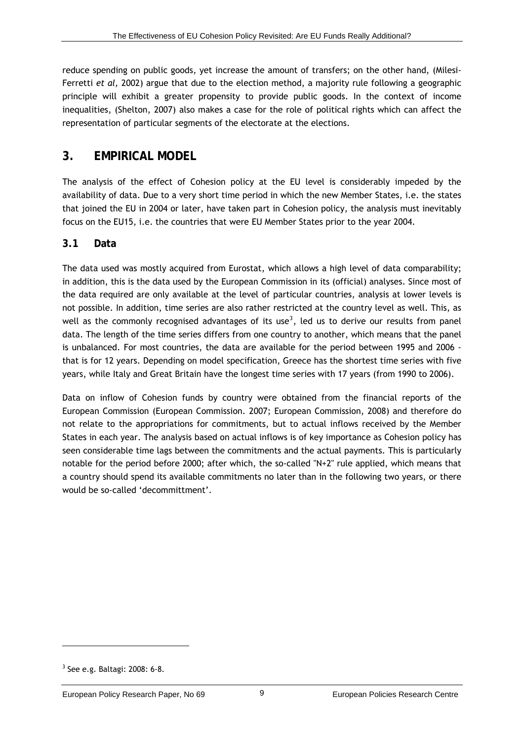reduce spending on public goods, yet increase the amount of transfers; on the other hand, (Milesi-Ferretti *et al,* 2002) argue that due to the election method, a majority rule following a geographic principle will exhibit a greater propensity to provide public goods. In the context of income inequalities, (Shelton, 2007) also makes a case for the role of political rights which can affect the representation of particular segments of the electorate at the elections.

# 3. EMPIRICAL MODEL

The analysis of the effect of Cohesion policy at the EU level is considerably impeded by the availability of data. Due to a very short time period in which the new Member States, i.e. the states that joined the EU in 2004 or later, have taken part in Cohesion policy, the analysis must inevitably focus on the EU15, i.e. the countries that were EU Member States prior to the year 2004.

## 3.1 Data

The data used was mostly acquired from Eurostat, which allows a high level of data comparability; in addition, this is the data used by the European Commission in its (official) analyses. Since most of the data required are only available at the level of particular countries, analysis at lower levels is not possible. In addition, time series are also rather restricted at the country level as well. This, as well as the commonly recognised advantages of its use[3], led us to derive our results from panel data. The length of the time series differs from one country to another, which means that the panel is unbalanced. For most countries, the data are available for the period between 1995 and 2006 - that is for 12 years. Depending on model specification, Greece has the shortest time series with five years, while Italy and Great Britain have the longest time series with 17 years (from 1990 to 2006).

Data on inflow of Cohesion funds by country were obtained from the financial reports of the European Commission (European Commission. 2007; European Commission, 2008) and therefore do not relate to the appropriations for commitments, but to actual inflows received by the Member States in each year. The analysis based on actual inflows is of key importance as Cohesion policy has seen considerable time lags between the commitments and the actual payments. This is particularly notable for the period before 2000; after which, the so-called "N+2" rule applied, which means that a country should spend its available commitments no later than in the following two years, or there would be so-called 'decommittment'.

---

[3] See e.g. Baltagi: 2008: 6-8.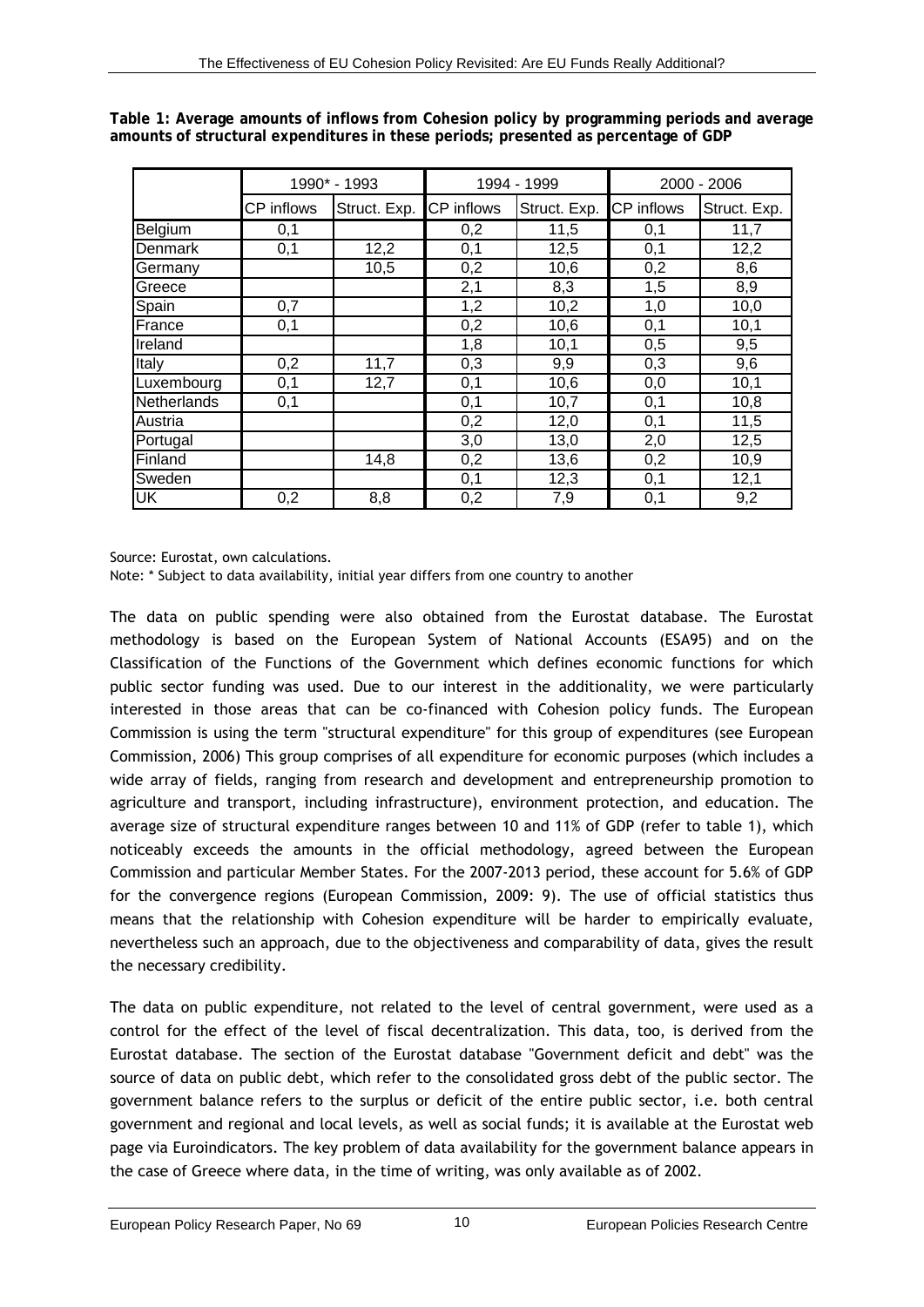**Table 1: Average amounts of inflows from Cohesion policy by programming periods and average amounts of structural expenditures in these periods; presented as percentage of GDP**

| | 1990* - 1993 | | 1994 - 1999 | | 2000 - 2006 | |
|---|---|---|---|---|---|---|
| | CP inflows | Struct. Exp. | CP inflows | Struct. Exp. | CP inflows | Struct. Exp. |
| Belgium | 0,1 | | 0,2 | 11,5 | 0,1 | 11,7 |
| Denmark | 0,1 | 12,2 | 0,1 | 12,5 | 0,1 | 12,2 |
| Germany | | 10,5 | 0,2 | 10,6 | 0,2 | 8,6 |
| Greece | | | 2,1 | 8,3 | 1,5 | 8,9 |
| Spain | 0,7 | | 1,2 | 10,2 | 1,0 | 10,0 |
| France | 0,1 | | 0,2 | 10,6 | 0,1 | 10,1 |
| Ireland | | | 1,8 | 10,1 | 0,5 | 9,5 |
| Italy | 0,2 | 11,7 | 0,3 | 9,9 | 0,3 | 9,6 |
| Luxembourg | 0,1 | 12,7 | 0,1 | 10,6 | 0,0 | 10,1 |
| Netherlands | 0,1 | | 0,1 | 10,7 | 0,1 | 10,8 |
| Austria | | | 0,2 | 12,0 | 0,1 | 11,5 |
| Portugal | | | 3,0 | 13,0 | 2,0 | 12,5 |
| Finland | | 14,8 | 0,2 | 13,6 | 0,2 | 10,9 |
| Sweden | | | 0,1 | 12,3 | 0,1 | 12,1 |
| UK | 0,2 | 8,8 | 0,2 | 7,9 | 0,1 | 9,2 |

Source: Eurostat, own calculations.
Note: * Subject to data availability, initial year differs from one country to another

The data on public spending were also obtained from the Eurostat database. The Eurostat methodology is based on the European System of National Accounts (ESA95) and on the Classification of the Functions of the Government which defines economic functions for which public sector funding was used. Due to our interest in the additionality, we were particularly interested in those areas that can be co-financed with Cohesion policy funds. The European Commission is using the term "structural expenditure" for this group of expenditures (see European Commission, 2006) This group comprises of all expenditure for economic purposes (which includes a wide array of fields, ranging from research and development and entrepreneurship promotion to agriculture and transport, including infrastructure), environment protection, and education. The average size of structural expenditure ranges between 10 and 11% of GDP (refer to table 1), which noticeably exceeds the amounts in the official methodology, agreed between the European Commission and particular Member States. For the 2007-2013 period, these account for 5.6% of GDP for the convergence regions (European Commission, 2009: 9). The use of official statistics thus means that the relationship with Cohesion expenditure will be harder to empirically evaluate, nevertheless such an approach, due to the objectiveness and comparability of data, gives the result the necessary credibility.

The data on public expenditure, not related to the level of central government, were used as a control for the effect of the level of fiscal decentralization. This data, too, is derived from the Eurostat database. The section of the Eurostat database "Government deficit and debt" was the source of data on public debt, which refer to the consolidated gross debt of the public sector. The government balance refers to the surplus or deficit of the entire public sector, i.e. both central government and regional and local levels, as well as social funds; it is available at the Eurostat web page via Euroindicators. The key problem of data availability for the government balance appears in the case of Greece where data, in the time of writing, was only available as of 2002.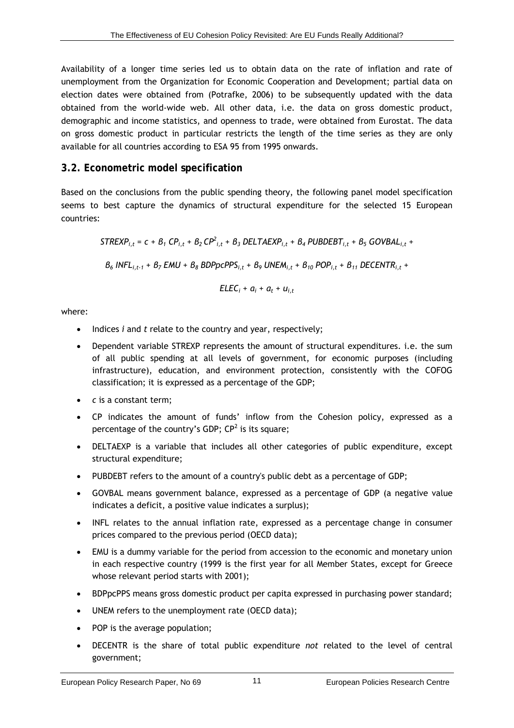Availability of a longer time series led us to obtain data on the rate of inflation and rate of unemployment from the Organization for Economic Cooperation and Development; partial data on election dates were obtained from (Potrafke, 2006) to be subsequently updated with the data obtained from the world-wide web. All other data, i.e. the data on gross domestic product, demographic and income statistics, and openness to trade, were obtained from Eurostat. The data on gross domestic product in particular restricts the length of the time series as they are only available for all countries according to ESA 95 from 1995 onwards.

## 3.2. Econometric model specification

Based on the conclusions from the public spending theory, the following panel model specification seems to best capture the dynamics of structural expenditure for the selected 15 European countries:

$$STREXP_{i,t} = c + \beta_1 \, CP_{i,t} + \beta_2 \, CP^2_{i,t} + \beta_3 \, DELTAEXP_{i,t} + \beta_4 \, PUBDEBT_{i,t} + \beta_5 \, GOVBAL_{i,t} +$$

$$\beta_6 \, INFL_{i,t-1} + \beta_7 \, EMU + \beta_8 \, BDPpcPPS_{i,t} + \beta_9 \, UNEM_{i,t} + \beta_{10} \, POP_{i,t} + \beta_{11} \, DECENTR_{i,t} +$$

$$ELEC_i + a_i + a_t + u_{i,t}$$

where:

- Indices *i* and *t* relate to the country and year, respectively;
- Dependent variable STREXP represents the amount of structural expenditures. i.e. the sum of all public spending at all levels of government, for economic purposes (including infrastructure), education, and environment protection, consistently with the COFOG classification; it is expressed as a percentage of the GDP;
- *c* is a constant term;
- CP indicates the amount of funds' inflow from the Cohesion policy, expressed as a percentage of the country's GDP; $CP^2$ is its square;
- DELTAEXP is a variable that includes all other categories of public expenditure, except structural expenditure;
- PUBDEBT refers to the amount of a country's public debt as a percentage of GDP;
- GOVBAL means government balance, expressed as a percentage of GDP (a negative value indicates a deficit, a positive value indicates a surplus);
- INFL relates to the annual inflation rate, expressed as a percentage change in consumer prices compared to the previous period (OECD data);
- EMU is a dummy variable for the period from accession to the economic and monetary union in each respective country (1999 is the first year for all Member States, except for Greece whose relevant period starts with 2001);
- BDPpcPPS means gross domestic product per capita expressed in purchasing power standard;
- UNEM refers to the unemployment rate (OECD data);
- POP is the average population;
- DECENTR is the share of total public expenditure *not* related to the level of central government;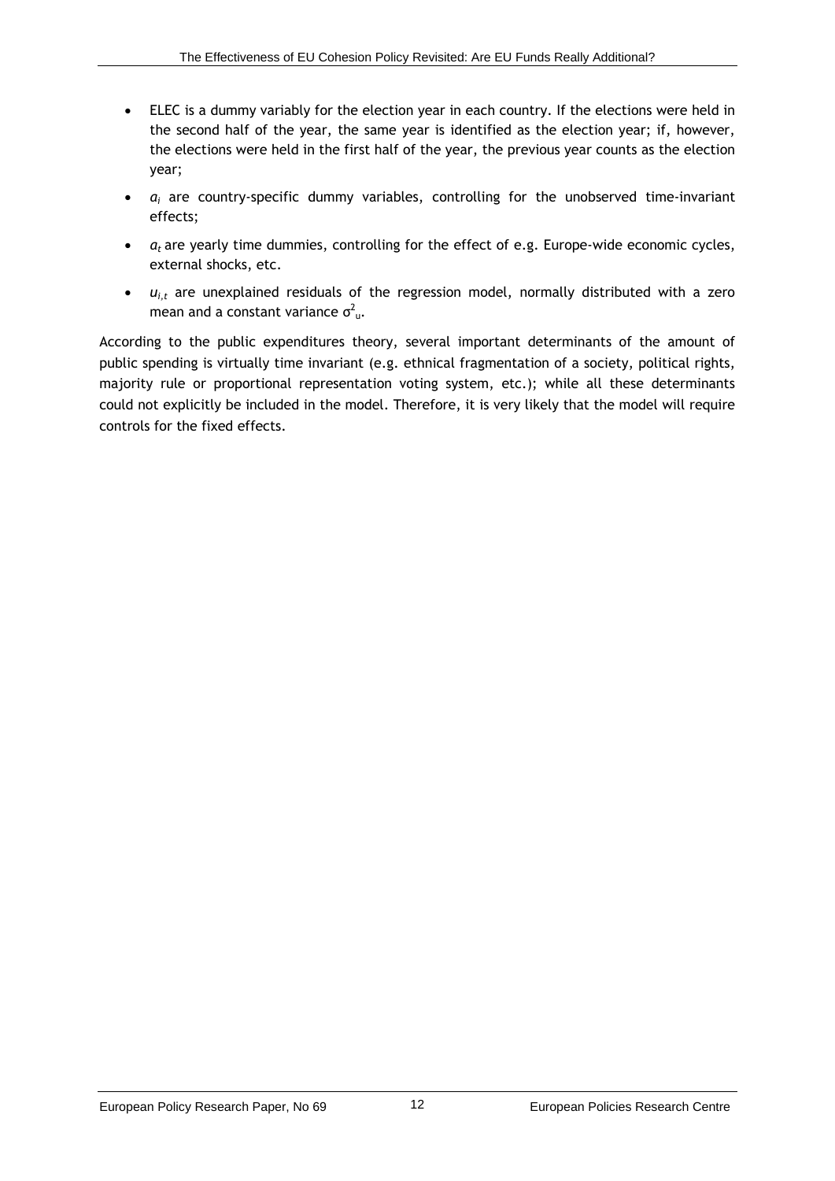- ELEC is a dummy variably for the election year in each country. If the elections were held in the second half of the year, the same year is identified as the election year; if, however, the elections were held in the first half of the year, the previous year counts as the election year;
- $a_i$ are country-specific dummy variables, controlling for the unobserved time-invariant effects;
- $a_t$ are yearly time dummies, controlling for the effect of e.g. Europe-wide economic cycles, external shocks, etc.
- $u_{i,t}$ are unexplained residuals of the regression model, normally distributed with a zero mean and a constant variance $\sigma^2_u$.

According to the public expenditures theory, several important determinants of the amount of public spending is virtually time invariant (e.g. ethnical fragmentation of a society, political rights, majority rule or proportional representation voting system, etc.); while all these determinants could not explicitly be included in the model. Therefore, it is very likely that the model will require controls for the fixed effects.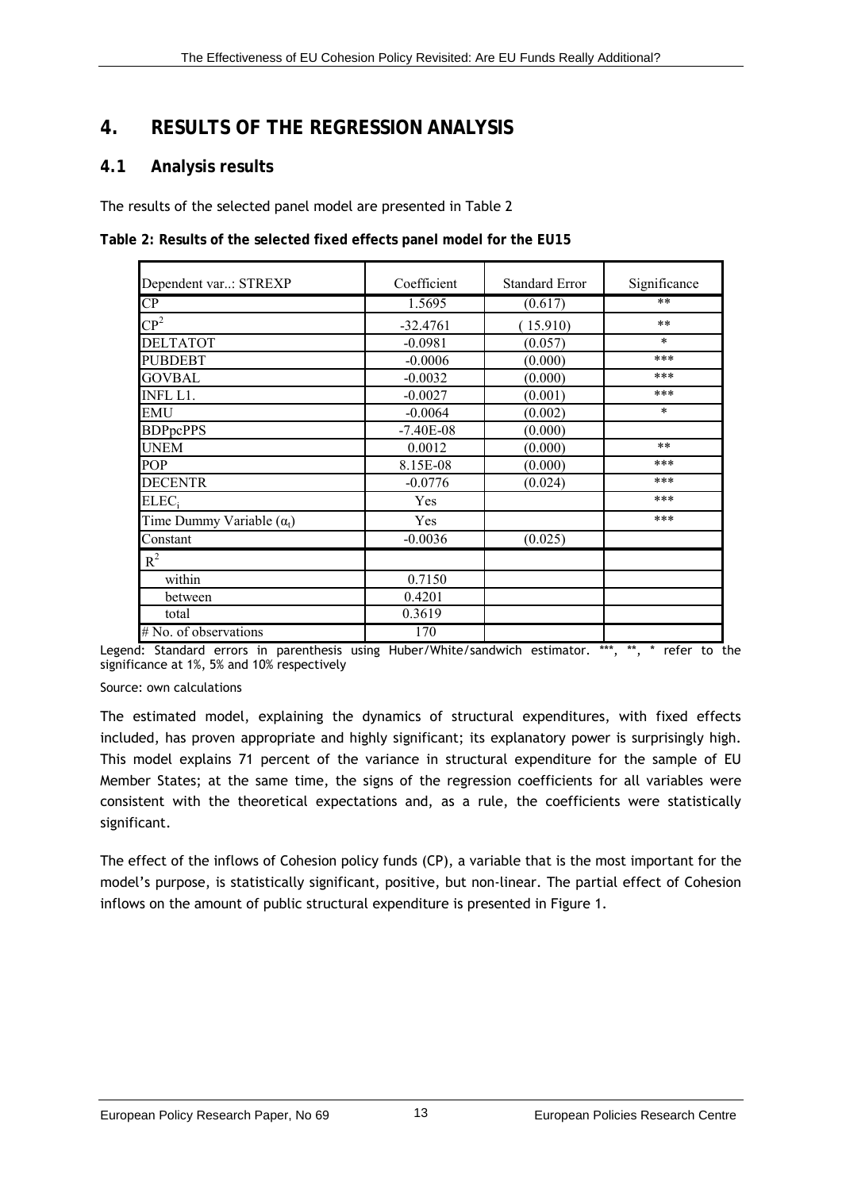# 4. RESULTS OF THE REGRESSION ANALYSIS

## 4.1 Analysis results

The results of the selected panel model are presented in Table 2

**Table 2: Results of the selected fixed effects panel model for the EU15**

| Dependent var..: STREXP | Coefficient | Standard Error | Significance |
|---|---|---|---|
| CP | 1.5695 | (0.617) | ** |
| $CP^2$ | -32.4761 | ( 15.910) | ** |
| DELTATOT | -0.0981 | (0.057) | * |
| PUBDEBT | -0.0006 | (0.000) | *** |
| GOVBAL | -0.0032 | (0.000) | *** |
| INFL L1. | -0.0027 | (0.001) | *** |
| EMU | -0.0064 | (0.002) | * |
| BDPpcPPS | -7.40E-08 | (0.000) | |
| UNEM | 0.0012 | (0.000) | ** |
| POP | 8.15E-08 | (0.000) | *** |
| DECENTR | -0.0776 | (0.024) | *** |
| $ELEC_i$ | Yes | | *** |
| Time Dummy Variable ($\alpha_t$) | Yes | | *** |
| Constant | -0.0036 | (0.025) | |
| $R^2$ | | | |
| within | 0.7150 | | |
| between | 0.4201 | | |
| total | 0.3619 | | |
| # No. of observations | 170 | | |

Legend: Standard errors in parenthesis using Huber/White/sandwich estimator. ***, **, * refer to the significance at 1%, 5% and 10% respectively

Source: own calculations

The estimated model, explaining the dynamics of structural expenditures, with fixed effects included, has proven appropriate and highly significant; its explanatory power is surprisingly high. This model explains 71 percent of the variance in structural expenditure for the sample of EU Member States; at the same time, the signs of the regression coefficients for all variables were consistent with the theoretical expectations and, as a rule, the coefficients were statistically significant.

The effect of the inflows of Cohesion policy funds (CP), a variable that is the most important for the model's purpose, is statistically significant, positive, but non-linear. The partial effect of Cohesion inflows on the amount of public structural expenditure is presented in Figure 1.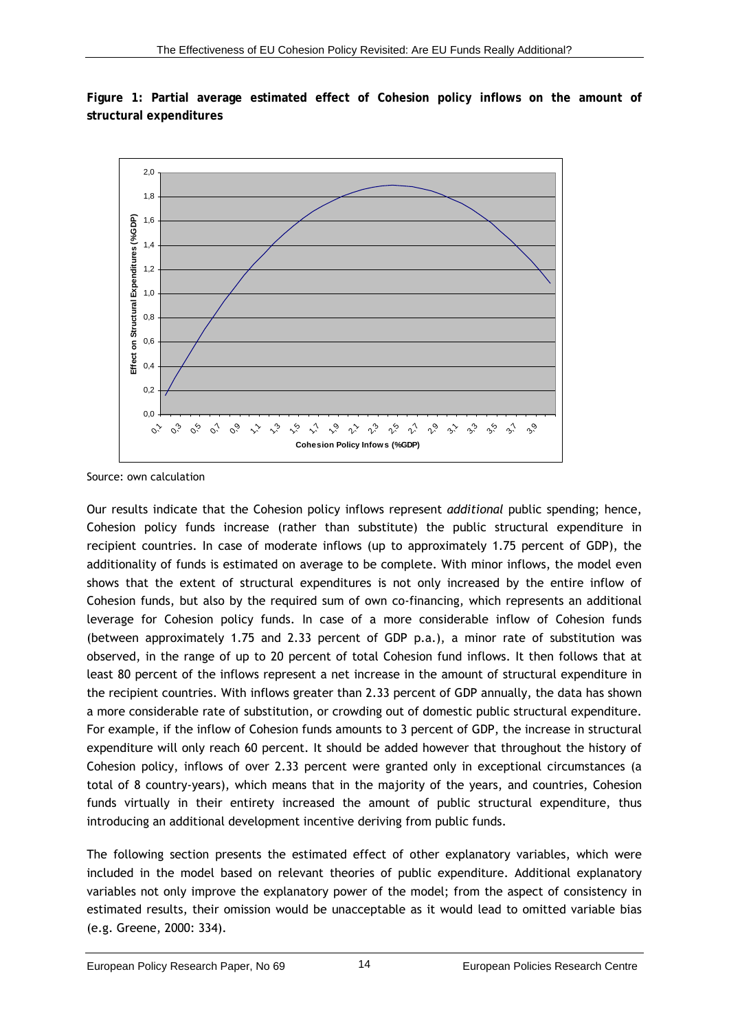**Figure 1: Partial average estimated effect of Cohesion policy inflows on the amount of structural expenditures**

Source: own calculation

Our results indicate that the Cohesion policy inflows represent *additional* public spending; hence, Cohesion policy funds increase (rather than substitute) the public structural expenditure in recipient countries. In case of moderate inflows (up to approximately 1.75 percent of GDP), the additionality of funds is estimated on average to be complete. With minor inflows, the model even shows that the extent of structural expenditures is not only increased by the entire inflow of Cohesion funds, but also by the required sum of own co-financing, which represents an additional leverage for Cohesion policy funds. In case of a more considerable inflow of Cohesion funds (between approximately 1.75 and 2.33 percent of GDP p.a.), a minor rate of substitution was observed, in the range of up to 20 percent of total Cohesion fund inflows. It then follows that at least 80 percent of the inflows represent a net increase in the amount of structural expenditure in the recipient countries. With inflows greater than 2.33 percent of GDP annually, the data has shown a more considerable rate of substitution, or crowding out of domestic public structural expenditure. For example, if the inflow of Cohesion funds amounts to 3 percent of GDP, the increase in structural expenditure will only reach 60 percent. It should be added however that throughout the history of Cohesion policy, inflows of over 2.33 percent were granted only in exceptional circumstances (a total of 8 country-years), which means that in the majority of the years, and countries, Cohesion funds virtually in their entirety increased the amount of public structural expenditure, thus introducing an additional development incentive deriving from public funds.

The following section presents the estimated effect of other explanatory variables, which were included in the model based on relevant theories of public expenditure. Additional explanatory variables not only improve the explanatory power of the model; from the aspect of consistency in estimated results, their omission would be unacceptable as it would lead to omitted variable bias (e.g. Greene, 2000: 334).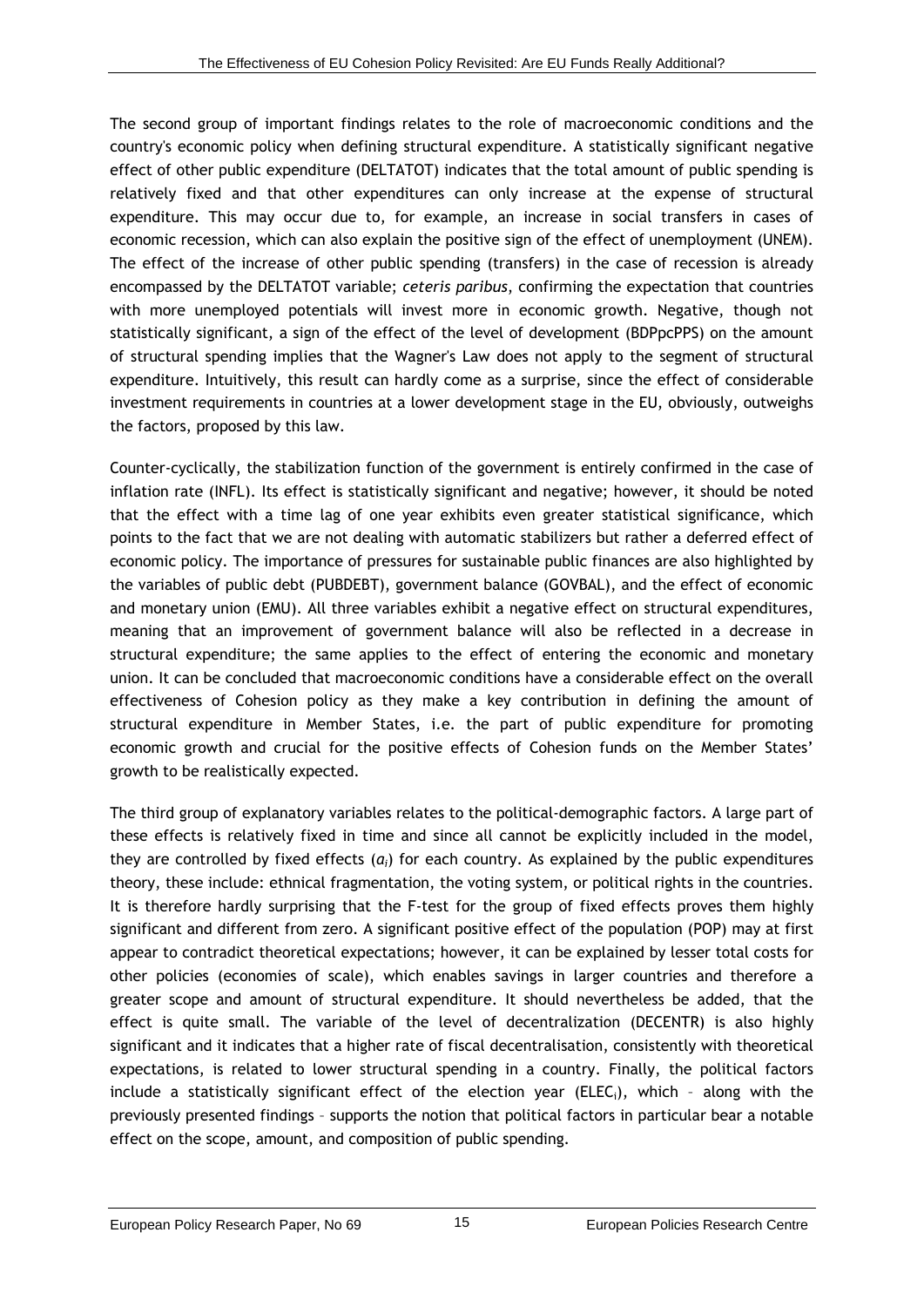The second group of important findings relates to the role of macroeconomic conditions and the country's economic policy when defining structural expenditure. A statistically significant negative effect of other public expenditure (DELTATOT) indicates that the total amount of public spending is relatively fixed and that other expenditures can only increase at the expense of structural expenditure. This may occur due to, for example, an increase in social transfers in cases of economic recession, which can also explain the positive sign of the effect of unemployment (UNEM). The effect of the increase of other public spending (transfers) in the case of recession is already encompassed by the DELTATOT variable; *ceteris paribus*, confirming the expectation that countries with more unemployed potentials will invest more in economic growth. Negative, though not statistically significant, a sign of the effect of the level of development (BDPpcPPS) on the amount of structural spending implies that the Wagner's Law does not apply to the segment of structural expenditure. Intuitively, this result can hardly come as a surprise, since the effect of considerable investment requirements in countries at a lower development stage in the EU, obviously, outweighs the factors, proposed by this law.

Counter-cyclically, the stabilization function of the government is entirely confirmed in the case of inflation rate (INFL). Its effect is statistically significant and negative; however, it should be noted that the effect with a time lag of one year exhibits even greater statistical significance, which points to the fact that we are not dealing with automatic stabilizers but rather a deferred effect of economic policy. The importance of pressures for sustainable public finances are also highlighted by the variables of public debt (PUBDEBT), government balance (GOVBAL), and the effect of economic and monetary union (EMU). All three variables exhibit a negative effect on structural expenditures, meaning that an improvement of government balance will also be reflected in a decrease in structural expenditure; the same applies to the effect of entering the economic and monetary union. It can be concluded that macroeconomic conditions have a considerable effect on the overall effectiveness of Cohesion policy as they make a key contribution in defining the amount of structural expenditure in Member States, i.e. the part of public expenditure for promoting economic growth and crucial for the positive effects of Cohesion funds on the Member States' growth to be realistically expected.

The third group of explanatory variables relates to the political-demographic factors. A large part of these effects is relatively fixed in time and since all cannot be explicitly included in the model, they are controlled by fixed effects ($a_i$) for each country. As explained by the public expenditures theory, these include: ethnical fragmentation, the voting system, or political rights in the countries. It is therefore hardly surprising that the F-test for the group of fixed effects proves them highly significant and different from zero. A significant positive effect of the population (POP) may at first appear to contradict theoretical expectations; however, it can be explained by lesser total costs for other policies (economies of scale), which enables savings in larger countries and therefore a greater scope and amount of structural expenditure. It should nevertheless be added, that the effect is quite small. The variable of the level of decentralization (DECENTR) is also highly significant and it indicates that a higher rate of fiscal decentralisation, consistently with theoretical expectations, is related to lower structural spending in a country. Finally, the political factors include a statistically significant effect of the election year ($ELEC_i$), which – along with the previously presented findings – supports the notion that political factors in particular bear a notable effect on the scope, amount, and composition of public spending.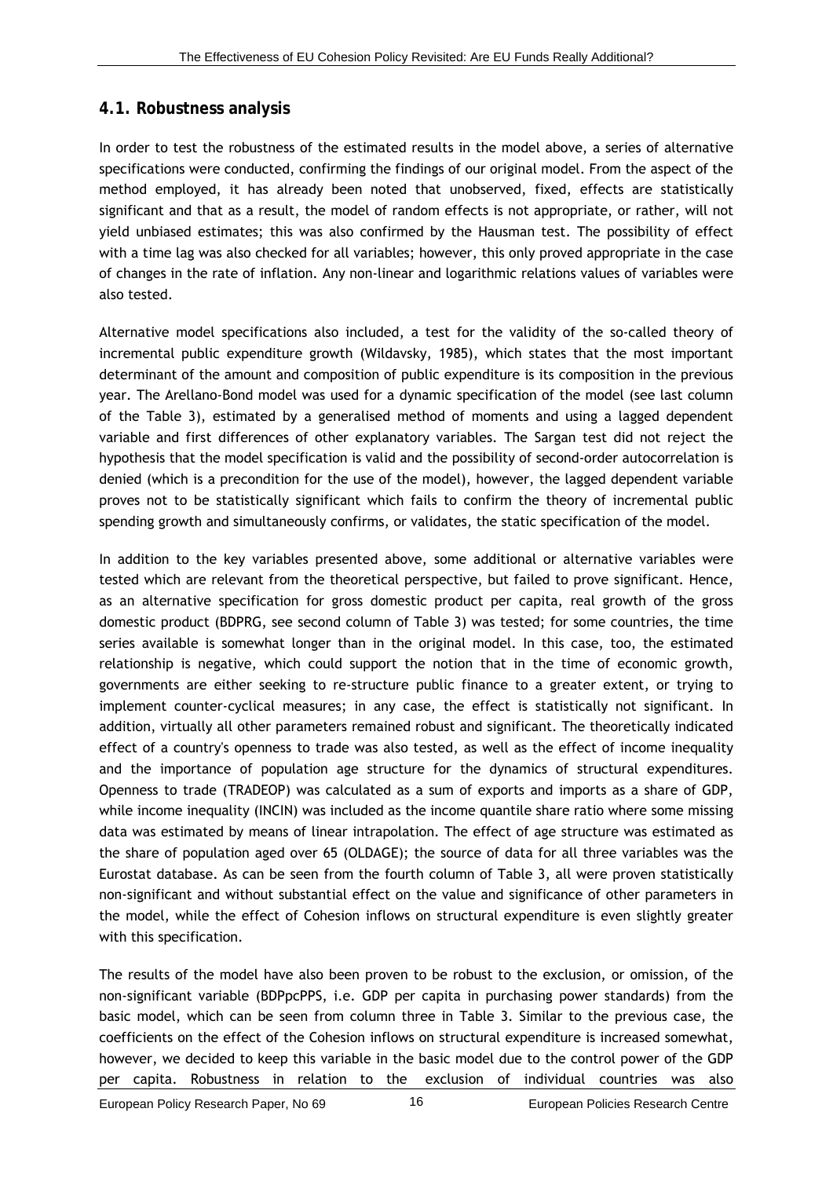## 4.1. Robustness analysis

In order to test the robustness of the estimated results in the model above, a series of alternative specifications were conducted, confirming the findings of our original model. From the aspect of the method employed, it has already been noted that unobserved, fixed, effects are statistically significant and that as a result, the model of random effects is not appropriate, or rather, will not yield unbiased estimates; this was also confirmed by the Hausman test. The possibility of effect with a time lag was also checked for all variables; however, this only proved appropriate in the case of changes in the rate of inflation. Any non-linear and logarithmic relations values of variables were also tested.

Alternative model specifications also included, a test for the validity of the so-called theory of incremental public expenditure growth (Wildavsky, 1985), which states that the most important determinant of the amount and composition of public expenditure is its composition in the previous year. The Arellano-Bond model was used for a dynamic specification of the model (see last column of the Table 3), estimated by a generalised method of moments and using a lagged dependent variable and first differences of other explanatory variables. The Sargan test did not reject the hypothesis that the model specification is valid and the possibility of second-order autocorrelation is denied (which is a precondition for the use of the model), however, the lagged dependent variable proves not to be statistically significant which fails to confirm the theory of incremental public spending growth and simultaneously confirms, or validates, the static specification of the model.

In addition to the key variables presented above, some additional or alternative variables were tested which are relevant from the theoretical perspective, but failed to prove significant. Hence, as an alternative specification for gross domestic product per capita, real growth of the gross domestic product (BDPRG, see second column of Table 3) was tested; for some countries, the time series available is somewhat longer than in the original model. In this case, too, the estimated relationship is negative, which could support the notion that in the time of economic growth, governments are either seeking to re-structure public finance to a greater extent, or trying to implement counter-cyclical measures; in any case, the effect is statistically not significant. In addition, virtually all other parameters remained robust and significant. The theoretically indicated effect of a country's openness to trade was also tested, as well as the effect of income inequality and the importance of population age structure for the dynamics of structural expenditures. Openness to trade (TRADEOP) was calculated as a sum of exports and imports as a share of GDP, while income inequality (INCIN) was included as the income quantile share ratio where some missing data was estimated by means of linear intrapolation. The effect of age structure was estimated as the share of population aged over 65 (OLDAGE); the source of data for all three variables was the Eurostat database. As can be seen from the fourth column of Table 3, all were proven statistically non-significant and without substantial effect on the value and significance of other parameters in the model, while the effect of Cohesion inflows on structural expenditure is even slightly greater with this specification.

The results of the model have also been proven to be robust to the exclusion, or omission, of the non-significant variable (BDPpcPPS, i.e. GDP per capita in purchasing power standards) from the basic model, which can be seen from column three in Table 3. Similar to the previous case, the coefficients on the effect of the Cohesion inflows on structural expenditure is increased somewhat, however, we decided to keep this variable in the basic model due to the control power of the GDP per capita. Robustness in relation to the exclusion of individual countries was also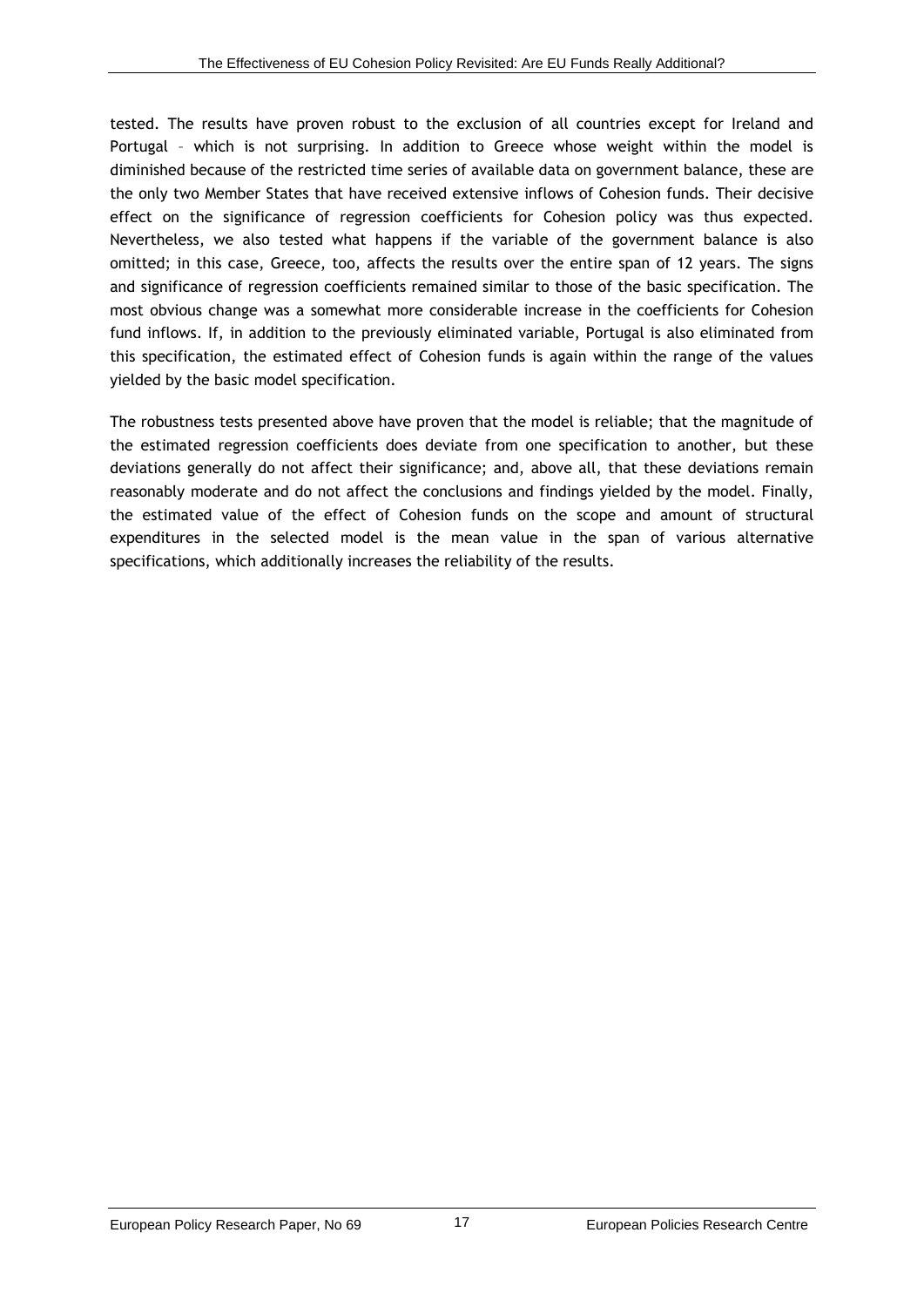tested. The results have proven robust to the exclusion of all countries except for Ireland and Portugal – which is not surprising. In addition to Greece whose weight within the model is diminished because of the restricted time series of available data on government balance, these are the only two Member States that have received extensive inflows of Cohesion funds. Their decisive effect on the significance of regression coefficients for Cohesion policy was thus expected. Nevertheless, we also tested what happens if the variable of the government balance is also omitted; in this case, Greece, too, affects the results over the entire span of 12 years. The signs and significance of regression coefficients remained similar to those of the basic specification. The most obvious change was a somewhat more considerable increase in the coefficients for Cohesion fund inflows. If, in addition to the previously eliminated variable, Portugal is also eliminated from this specification, the estimated effect of Cohesion funds is again within the range of the values yielded by the basic model specification.

The robustness tests presented above have proven that the model is reliable; that the magnitude of the estimated regression coefficients does deviate from one specification to another, but these deviations generally do not affect their significance; and, above all, that these deviations remain reasonably moderate and do not affect the conclusions and findings yielded by the model. Finally, the estimated value of the effect of Cohesion funds on the scope and amount of structural expenditures in the selected model is the mean value in the span of various alternative specifications, which additionally increases the reliability of the results.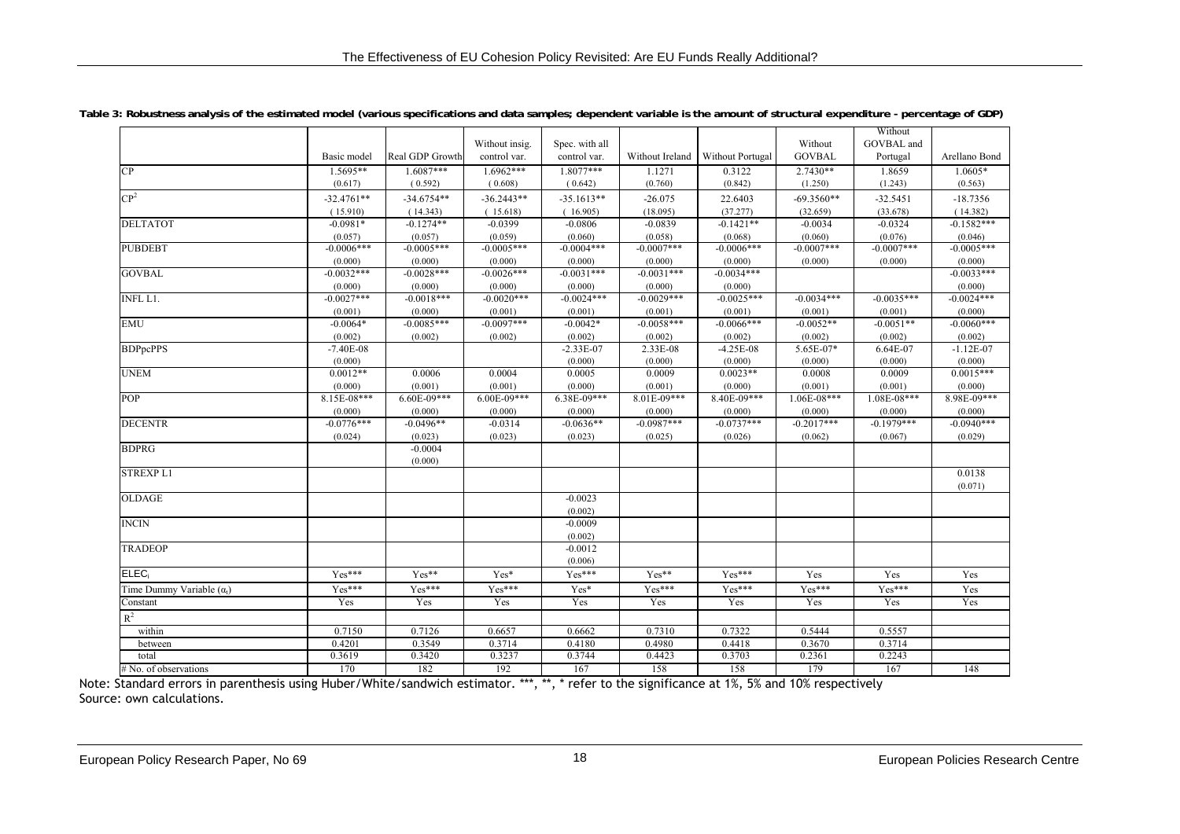**Table 3: Robustness analysis of the estimated model (various specifications and data samples; dependent variable is the amount of structural expenditure - percentage of GDP)**

| | Basic model | Real GDP Growth | Without insig. control var. | Spec. with all control var. | Without Ireland | Without Portugal | Without GOVBAL | Without GOVBAL and Portugal | Arellano Bond |
|---|---|---|---|---|---|---|---|---|---|
| CP | 1.5695** | 1.6087*** | 1.6962*** | 1.8077*** | 1.1271 | 0.3122 | 2.7430** | 1.8659 | 1.0605* |
| | (0.617) | ( 0.592) | ( 0.608) | ( 0.642) | (0.760) | (0.842) | (1.250) | (1.243) | (0.563) |
| $CP^2$ | -32.4761** | -34.6754** | -36.2443** | -35.1613** | -26.075 | 22.6403 | -69.3560** | -32.5451 | -18.7356 |
| | ( 15.910) | ( 14.343) | ( 15.618) | ( 16.905) | (18.095) | (37.277) | (32.659) | (33.678) | ( 14.382) |
| DELTATOT | -0.0981* | -0.1274** | -0.0399 | -0.0806 | -0.0839 | -0.1421** | -0.0034 | -0.0324 | -0.1582*** |
| | (0.057) | (0.057) | (0.059) | (0.060) | (0.058) | (0.068) | (0.060) | (0.076) | (0.046) |
| PUBDEBT | -0.0006*** | -0.0005*** | -0.0005*** | -0.0004*** | -0.0007*** | -0.0006*** | -0.0007*** | -0.0007*** | -0.0005*** |
| | (0.000) | (0.000) | (0.000) | (0.000) | (0.000) | (0.000) | (0.000) | (0.000) | (0.000) |
| GOVBAL | -0.0032*** | -0.0028*** | -0.0026*** | -0.0031*** | -0.0031*** | -0.0034*** | | | -0.0033*** |
| | (0.000) | (0.000) | (0.000) | (0.000) | (0.000) | (0.000) | | | (0.000) |
| INFL L1. | -0.0027*** | -0.0018*** | -0.0020*** | -0.0024*** | -0.0029*** | -0.0025*** | -0.0034*** | -0.0035*** | -0.0024*** |
| | (0.001) | (0.000) | (0.001) | (0.001) | (0.001) | (0.001) | (0.001) | (0.001) | (0.000) |
| EMU | -0.0064* | -0.0085*** | -0.0097*** | -0.0042* | -0.0058*** | -0.0066*** | -0.0052** | -0.0051** | -0.0060*** |
| | (0.002) | (0.002) | (0.002) | (0.002) | (0.002) | (0.002) | (0.002) | (0.002) | (0.002) |
| BDPpcPPS | -7.40E-08 | | | -2.33E-07 | 2.33E-08 | -4.25E-08 | 5.65E-07* | 6.64E-07 | -1.12E-07 |
| | (0.000) | | | (0.000) | (0.000) | (0.000) | (0.000) | (0.000) | (0.000) |
| UNEM | 0.0012** | 0.0006 | 0.0004 | 0.0005 | 0.0009 | 0.0023** | 0.0008 | 0.0009 | 0.0015*** |
| | (0.000) | (0.001) | (0.001) | (0.000) | (0.001) | (0.000) | (0.001) | (0.001) | (0.000) |
| POP | 8.15E-08*** | 6.60E-09*** | 6.00E-09*** | 6.38E-09*** | 8.01E-09*** | 8.40E-09*** | 1.06E-08*** | 1.08E-08*** | 8.98E-09*** |
| | (0.000) | (0.000) | (0.000) | (0.000) | (0.000) | (0.000) | (0.000) | (0.000) | (0.000) |
| DECENTR | -0.0776*** | -0.0496** | -0.0314 | -0.0636** | -0.0987*** | -0.0737*** | -0.2017*** | -0.1979*** | -0.0940*** |
| | (0.024) | (0.023) | (0.023) | (0.023) | (0.025) | (0.026) | (0.062) | (0.067) | (0.029) |
| BDPRG | | -0.0004 | | | | | | | |
| | | (0.000) | | | | | | | |
| STREXP L1 | | | | | | | | | 0.0138 |
| | | | | | | | | | (0.071) |
| OLDAGE | | | | -0.0023 | | | | | |
| | | | | (0.002) | | | | | |
| INCIN | | | | -0.0009 | | | | | |
| | | | | (0.002) | | | | | |
| TRADEOP | | | | -0.0012 | | | | | |
| | | | | (0.006) | | | | | |
| $ELEC_i$ | Yes*** | Yes** | Yes* | Yes*** | Yes** | Yes*** | Yes | Yes | Yes |
| Time Dummy Variable ($\alpha_t$) | Yes*** | Yes*** | Yes*** | Yes* | Yes*** | Yes*** | Yes*** | Yes*** | Yes |
| Constant | Yes | Yes | Yes | Yes | Yes | Yes | Yes | Yes | Yes |
| $R^2$ | | | | | | | | | |
| within | 0.7150 | 0.7126 | 0.6657 | 0.6662 | 0.7310 | 0.7322 | 0.5444 | 0.5557 | |
| between | 0.4201 | 0.3549 | 0.3714 | 0.4180 | 0.4980 | 0.4418 | 0.3670 | 0.3714 | |
| total | 0.3619 | 0.3420 | 0.3237 | 0.3744 | 0.4423 | 0.3703 | 0.2361 | 0.2243 | |
| # No. of observations | 170 | 182 | 192 | 167 | 158 | 158 | 179 | 167 | 148 |

Note: Standard errors in parenthesis using Huber/White/sandwich estimator. ***, **, * refer to the significance at 1%, 5% and 10% respectively
Source: own calculations.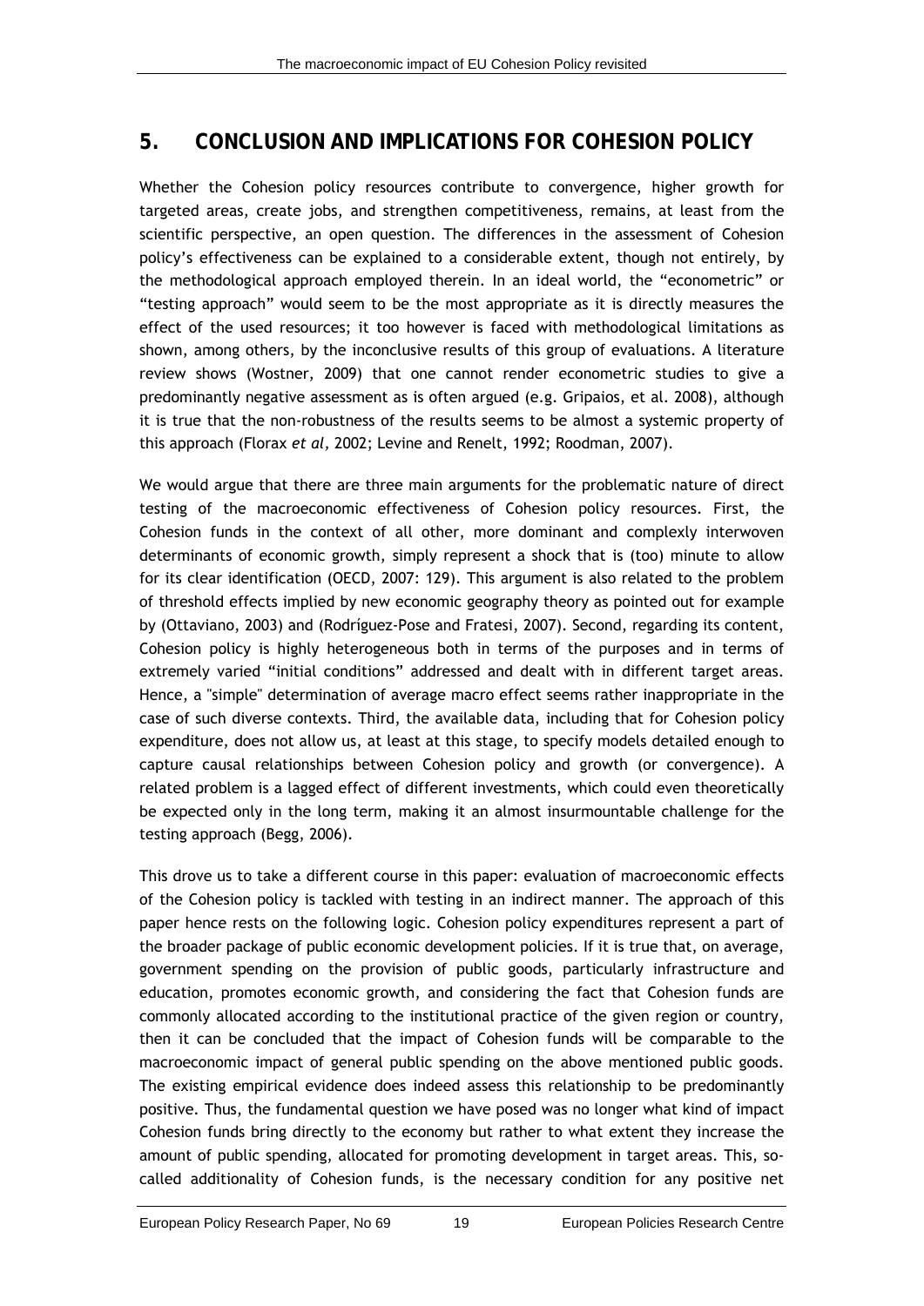## 5. CONCLUSION AND IMPLICATIONS FOR COHESION POLICY

Whether the Cohesion policy resources contribute to convergence, higher growth for targeted areas, create jobs, and strengthen competitiveness, remains, at least from the scientific perspective, an open question. The differences in the assessment of Cohesion policy's effectiveness can be explained to a considerable extent, though not entirely, by the methodological approach employed therein. In an ideal world, the "econometric" or "testing approach" would seem to be the most appropriate as it is directly measures the effect of the used resources; it too however is faced with methodological limitations as shown, among others, by the inconclusive results of this group of evaluations. A literature review shows (Wostner, 2009) that one cannot render econometric studies to give a predominantly negative assessment as is often argued (e.g. Gripaios, et al. 2008), although it is true that the non-robustness of the results seems to be almost a systemic property of this approach (Florax *et al*, 2002; Levine and Renelt, 1992; Roodman, 2007).

We would argue that there are three main arguments for the problematic nature of direct testing of the macroeconomic effectiveness of Cohesion policy resources. First, the Cohesion funds in the context of all other, more dominant and complexly interwoven determinants of economic growth, simply represent a shock that is (too) minute to allow for its clear identification (OECD, 2007: 129). This argument is also related to the problem of threshold effects implied by new economic geography theory as pointed out for example by (Ottaviano, 2003) and (Rodríguez-Pose and Fratesi, 2007). Second, regarding its content, Cohesion policy is highly heterogeneous both in terms of the purposes and in terms of extremely varied "initial conditions" addressed and dealt with in different target areas. Hence, a "simple" determination of average macro effect seems rather inappropriate in the case of such diverse contexts. Third, the available data, including that for Cohesion policy expenditure, does not allow us, at least at this stage, to specify models detailed enough to capture causal relationships between Cohesion policy and growth (or convergence). A related problem is a lagged effect of different investments, which could even theoretically be expected only in the long term, making it an almost insurmountable challenge for the testing approach (Begg, 2006).

This drove us to take a different course in this paper: evaluation of macroeconomic effects of the Cohesion policy is tackled with testing in an indirect manner. The approach of this paper hence rests on the following logic. Cohesion policy expenditures represent a part of the broader package of public economic development policies. If it is true that, on average, government spending on the provision of public goods, particularly infrastructure and education, promotes economic growth, and considering the fact that Cohesion funds are commonly allocated according to the institutional practice of the given region or country, then it can be concluded that the impact of Cohesion funds will be comparable to the macroeconomic impact of general public spending on the above mentioned public goods. The existing empirical evidence does indeed assess this relationship to be predominantly positive. Thus, the fundamental question we have posed was no longer what kind of impact Cohesion funds bring directly to the economy but rather to what extent they increase the amount of public spending, allocated for promoting development in target areas. This, so-called additionality of Cohesion funds, is the necessary condition for any positive net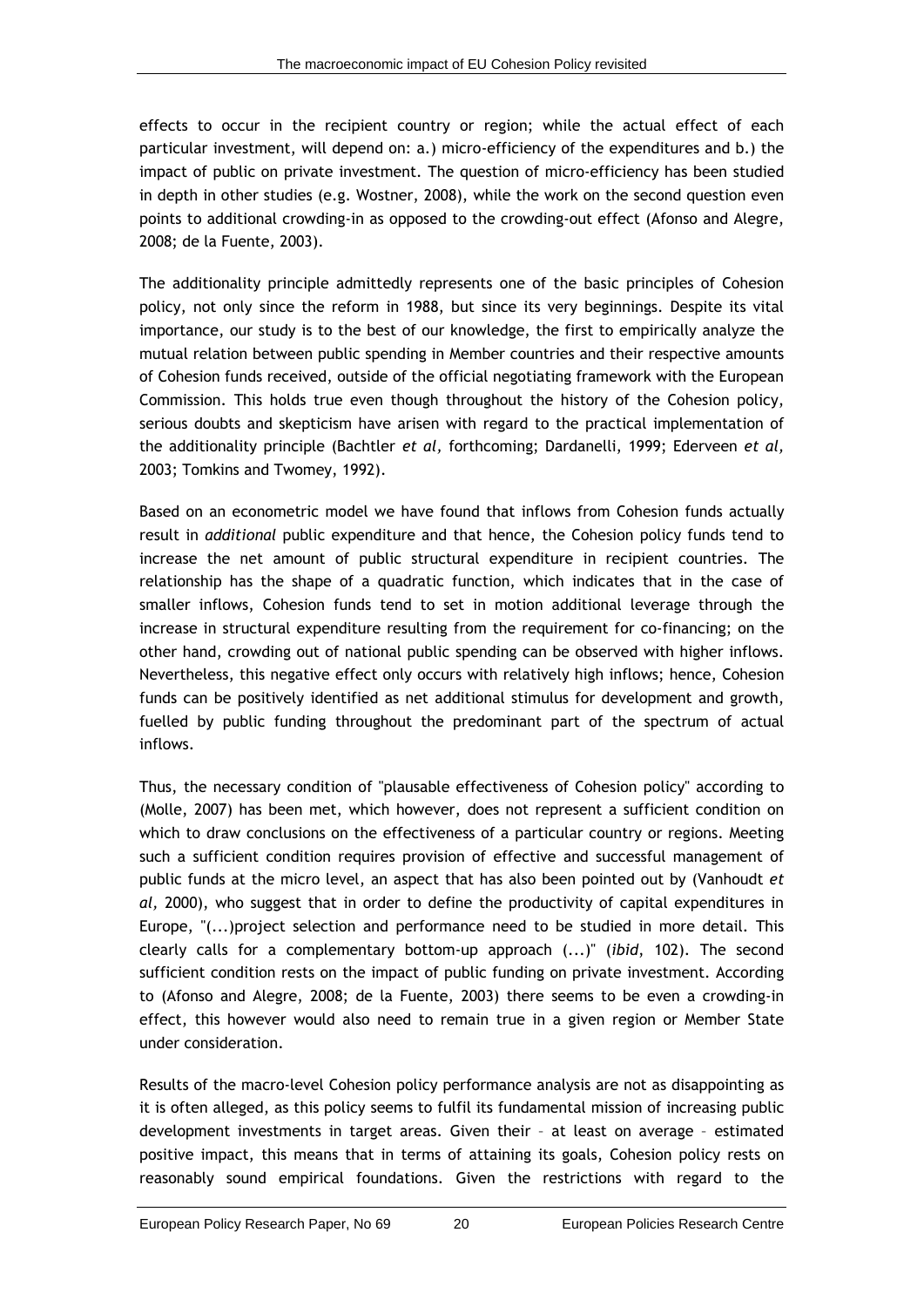effects to occur in the recipient country or region; while the actual effect of each particular investment, will depend on: a.) micro-efficiency of the expenditures and b.) the impact of public on private investment. The question of micro-efficiency has been studied in depth in other studies (e.g. Wostner, 2008), while the work on the second question even points to additional crowding-in as opposed to the crowding-out effect (Afonso and Alegre, 2008; de la Fuente, 2003).

The additionality principle admittedly represents one of the basic principles of Cohesion policy, not only since the reform in 1988, but since its very beginnings. Despite its vital importance, our study is to the best of our knowledge, the first to empirically analyze the mutual relation between public spending in Member countries and their respective amounts of Cohesion funds received, outside of the official negotiating framework with the European Commission. This holds true even though throughout the history of the Cohesion policy, serious doubts and skepticism have arisen with regard to the practical implementation of the additionality principle (Bachtler *et al,* forthcoming; Dardanelli, 1999; Ederveen *et al,* 2003; Tomkins and Twomey, 1992).

Based on an econometric model we have found that inflows from Cohesion funds actually result in *additional* public expenditure and that hence, the Cohesion policy funds tend to increase the net amount of public structural expenditure in recipient countries. The relationship has the shape of a quadratic function, which indicates that in the case of smaller inflows, Cohesion funds tend to set in motion additional leverage through the increase in structural expenditure resulting from the requirement for co-financing; on the other hand, crowding out of national public spending can be observed with higher inflows. Nevertheless, this negative effect only occurs with relatively high inflows; hence, Cohesion funds can be positively identified as net additional stimulus for development and growth, fuelled by public funding throughout the predominant part of the spectrum of actual inflows.

Thus, the necessary condition of "plausable effectiveness of Cohesion policy" according to (Molle, 2007) has been met, which however, does not represent a sufficient condition on which to draw conclusions on the effectiveness of a particular country or regions. Meeting such a sufficient condition requires provision of effective and successful management of public funds at the micro level, an aspect that has also been pointed out by (Vanhoudt *et al,* 2000), who suggest that in order to define the productivity of capital expenditures in Europe, "(...)project selection and performance need to be studied in more detail. This clearly calls for a complementary bottom-up approach (...)" (*ibid*, 102). The second sufficient condition rests on the impact of public funding on private investment. According to (Afonso and Alegre, 2008; de la Fuente, 2003) there seems to be even a crowding-in effect, this however would also need to remain true in a given region or Member State under consideration.

Results of the macro-level Cohesion policy performance analysis are not as disappointing as it is often alleged, as this policy seems to fulfil its fundamental mission of increasing public development investments in target areas. Given their – at least on average – estimated positive impact, this means that in terms of attaining its goals, Cohesion policy rests on reasonably sound empirical foundations. Given the restrictions with regard to the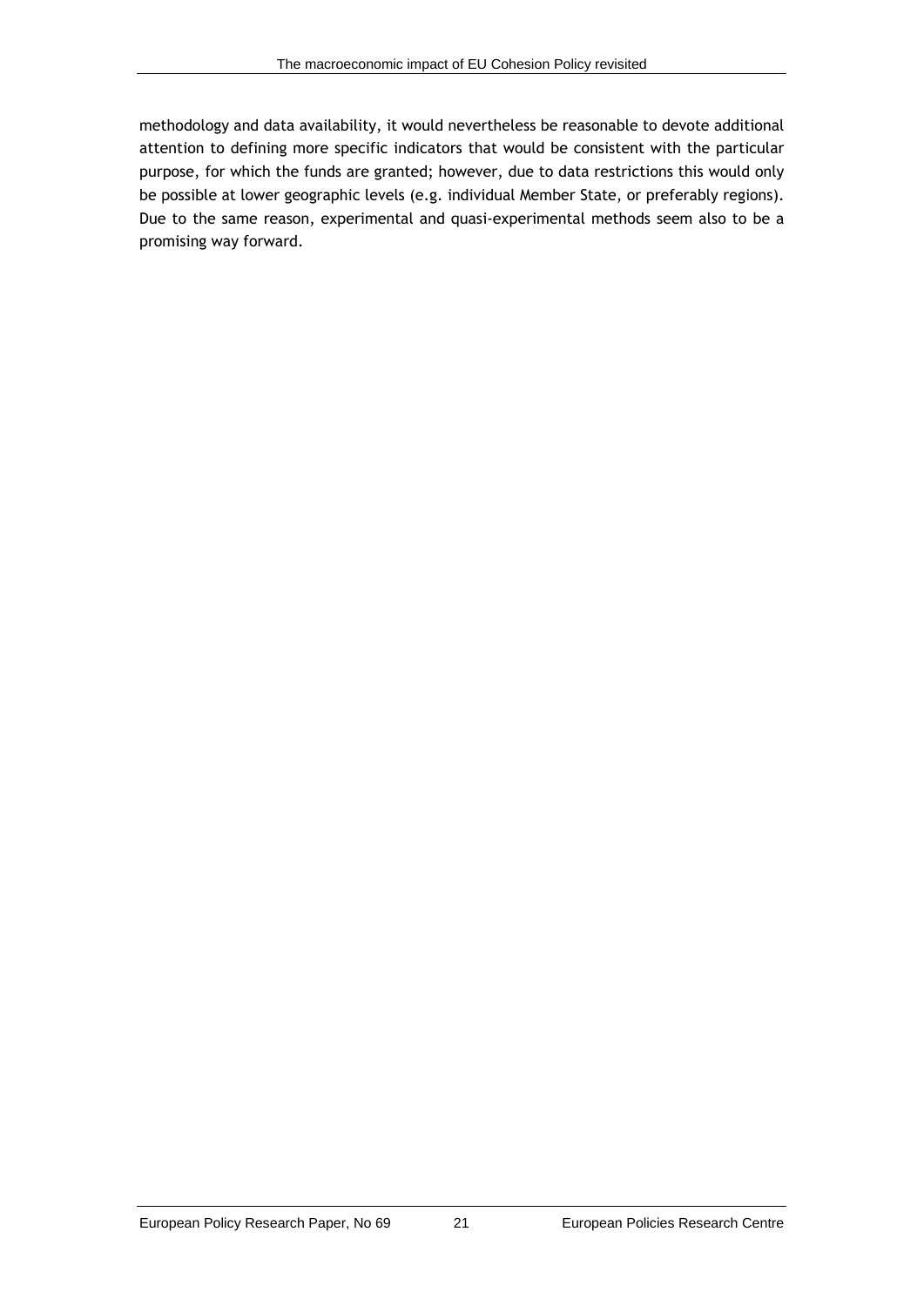methodology and data availability, it would nevertheless be reasonable to devote additional attention to defining more specific indicators that would be consistent with the particular purpose, for which the funds are granted; however, due to data restrictions this would only be possible at lower geographic levels (e.g. individual Member State, or preferably regions). Due to the same reason, experimental and quasi-experimental methods seem also to be a promising way forward.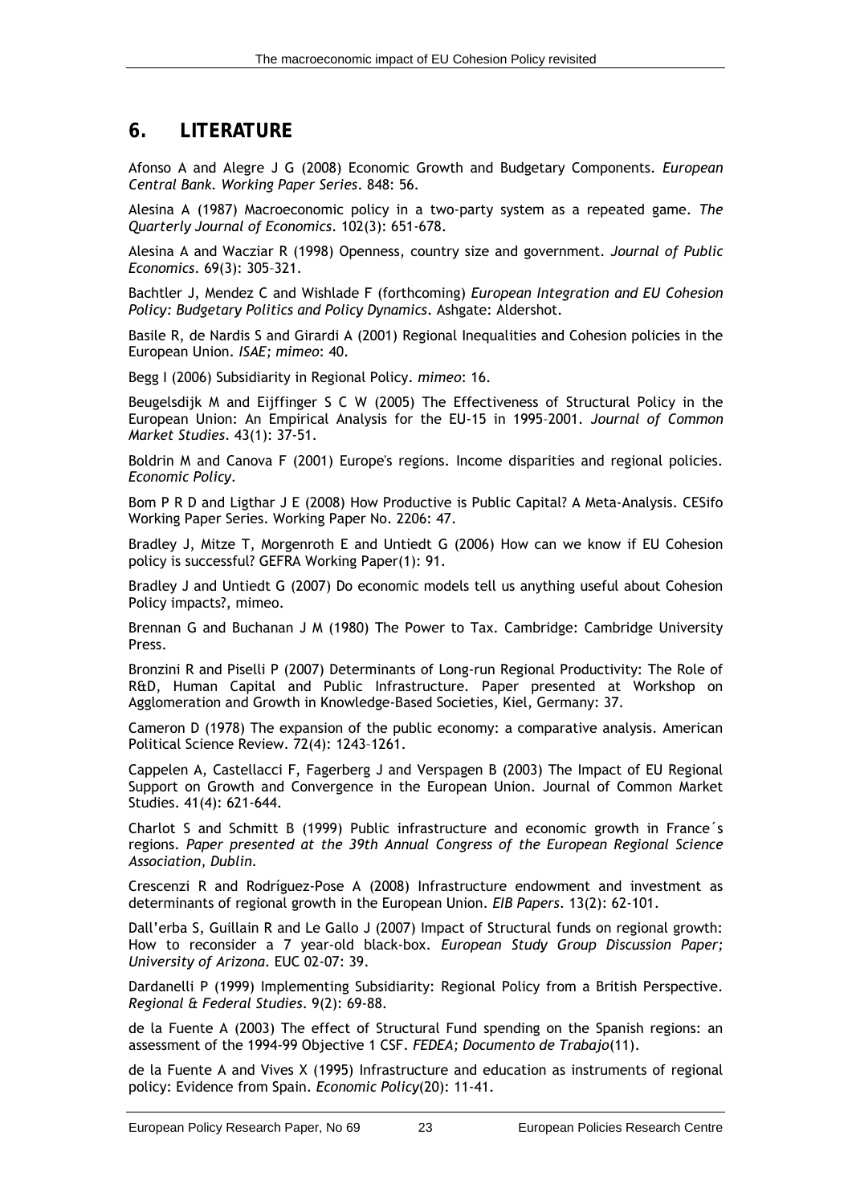## 6. LITERATURE

Afonso A and Alegre J G (2008) Economic Growth and Budgetary Components. *European Central Bank. Working Paper Series*. 848: 56.

Alesina A (1987) Macroeconomic policy in a two-party system as a repeated game. *The Quarterly Journal of Economics*. 102(3): 651-678.

Alesina A and Wacziar R (1998) Openness, country size and government. *Journal of Public Economics*. 69(3): 305–321.

Bachtler J, Mendez C and Wishlade F (forthcoming) *European Integration and EU Cohesion Policy: Budgetary Politics and Policy Dynamics*. Ashgate: Aldershot.

Basile R, de Nardis S and Girardi A (2001) Regional Inequalities and Cohesion policies in the European Union. *ISAE; mimeo*: 40.

Begg I (2006) Subsidiarity in Regional Policy. *mimeo*: 16.

Beugelsdijk M and Eijffinger S C W (2005) The Effectiveness of Structural Policy in the European Union: An Empirical Analysis for the EU-15 in 1995–2001. *Journal of Common Market Studies*. 43(1): 37-51.

Boldrin M and Canova F (2001) Europe's regions. Income disparities and regional policies. *Economic Policy*.

Bom P R D and Ligthar J E (2008) How Productive is Public Capital? A Meta-Analysis. CESifo Working Paper Series. Working Paper No. 2206: 47.

Bradley J, Mitze T, Morgenroth E and Untiedt G (2006) How can we know if EU Cohesion policy is successful? GEFRA Working Paper(1): 91.

Bradley J and Untiedt G (2007) Do economic models tell us anything useful about Cohesion Policy impacts?, mimeo.

Brennan G and Buchanan J M (1980) The Power to Tax. Cambridge: Cambridge University Press.

Bronzini R and Piselli P (2007) Determinants of Long-run Regional Productivity: The Role of R&D, Human Capital and Public Infrastructure. Paper presented at Workshop on Agglomeration and Growth in Knowledge-Based Societies, Kiel, Germany: 37.

Cameron D (1978) The expansion of the public economy: a comparative analysis. American Political Science Review. 72(4): 1243–1261.

Cappelen A, Castellacci F, Fagerberg J and Verspagen B (2003) The Impact of EU Regional Support on Growth and Convergence in the European Union. Journal of Common Market Studies. 41(4): 621-644.

Charlot S and Schmitt B (1999) Public infrastructure and economic growth in France´s regions. *Paper presented at the 39th Annual Congress of the European Regional Science Association, Dublin*.

Crescenzi R and Rodríguez-Pose A (2008) Infrastructure endowment and investment as determinants of regional growth in the European Union. *EIB Papers*. 13(2): 62-101.

Dall'erba S, Guillain R and Le Gallo J (2007) Impact of Structural funds on regional growth: How to reconsider a 7 year-old black-box. *European Study Group Discussion Paper; University of Arizona*. EUC 02-07: 39.

Dardanelli P (1999) Implementing Subsidiarity: Regional Policy from a British Perspective. *Regional & Federal Studies*. 9(2): 69-88.

de la Fuente A (2003) The effect of Structural Fund spending on the Spanish regions: an assessment of the 1994-99 Objective 1 CSF. *FEDEA; Documento de Trabajo*(11).

de la Fuente A and Vives X (1995) Infrastructure and education as instruments of regional policy: Evidence from Spain. *Economic Policy*(20): 11-41.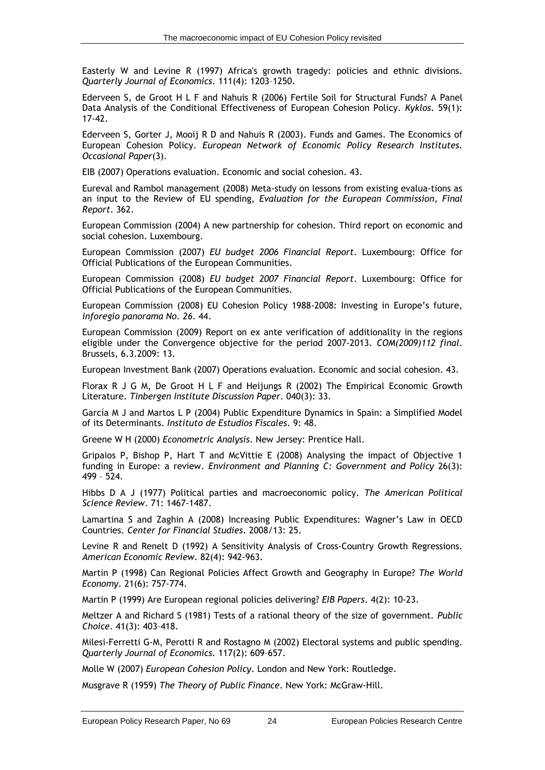Easterly W and Levine R (1997) Africa's growth tragedy: policies and ethnic divisions. *Quarterly Journal of Economics*. 111(4): 1203–1250.

Ederveen S, de Groot H L F and Nahuis R (2006) Fertile Soil for Structural Funds? A Panel Data Analysis of the Conditional Effectiveness of European Cohesion Policy. *Kyklos*. 59(1): 17-42.

Ederveen S, Gorter J, Mooij R D and Nahuis R (2003). Funds and Games. The Economics of European Cohesion Policy. *European Network of Economic Policy Research Institutes. Occasional Paper*(3).

EIB (2007) Operations evaluation. Economic and social cohesion. 43.

Eureval and Rambol management (2008) Meta-study on lessons from existing evalua-tions as an input to the Review of EU spending, *Evaluation for the European Commission, Final Report*. 362.

European Commission (2004) A new partnership for cohesion. Third report on economic and social cohesion. Luxembourg.

European Commission (2007) *EU budget 2006 Financial Report*. Luxembourg: Office for Official Publications of the European Communities.

European Commission (2008) *EU budget 2007 Financial Report*. Luxembourg: Office for Official Publications of the European Communities.

European Commission (2008) EU Cohesion Policy 1988-2008: Investing in Europe's future, *inforegio panorama No. 26*. 44.

European Commission (2009) Report on ex ante verification of additionality in the regions eligible under the Convergence objective for the period 2007-2013. *COM(2009)112 final*. Brussels, 6.3.2009: 13.

European Investment Bank (2007) Operations evaluation. Economic and social cohesion. 43.

Florax R J G M, De Groot H L F and Heijungs R (2002) The Empirical Economic Growth Literature. *Tinbergen Institute Discussion Paper*. 040(3): 33.

García M J and Martos L P (2004) Public Expenditure Dynamics in Spain: a Simplified Model of its Determinants. *Instituto de Estudios Fiscales*. 9: 48.

Greene W H (2000) *Econometric Analysis*. New Jersey: Prentice Hall.

Gripaios P, Bishop P, Hart T and McVittie E (2008) Analysing the impact of Objective 1 funding in Europe: a review. *Environment and Planning C: Government and Policy* 26(3): 499 – 524.

Hibbs D A J (1977) Political parties and macroeconomic policy. *The American Political Science Review*. 71: 1467-1487.

Lamartina S and Zaghin A (2008) Increasing Public Expenditures: Wagner's Law in OECD Countries. *Center for Financial Studies*. 2008/13: 25.

Levine R and Renelt D (1992) A Sensitivity Analysis of Cross-Country Growth Regressions. *American Economic Review*. 82(4): 942-963.

Martin P (1998) Can Regional Policies Affect Growth and Geography in Europe? *The World Economy*. 21(6): 757-774.

Martin P (1999) Are European regional policies delivering? *EIB Papers*. 4(2): 10-23.

Meltzer A and Richard S (1981) Tests of a rational theory of the size of government. *Public Choice*. 41(3): 403–418.

Milesi-Ferretti G-M, Perotti R and Rostagno M (2002) Electoral systems and public spending. *Quarterly Journal of Economics*. 117(2): 609–657.

Molle W (2007) *European Cohesion Policy*. London and New York: Routledge.

Musgrave R (1959) *The Theory of Public Finance*. New York: McGraw-Hill.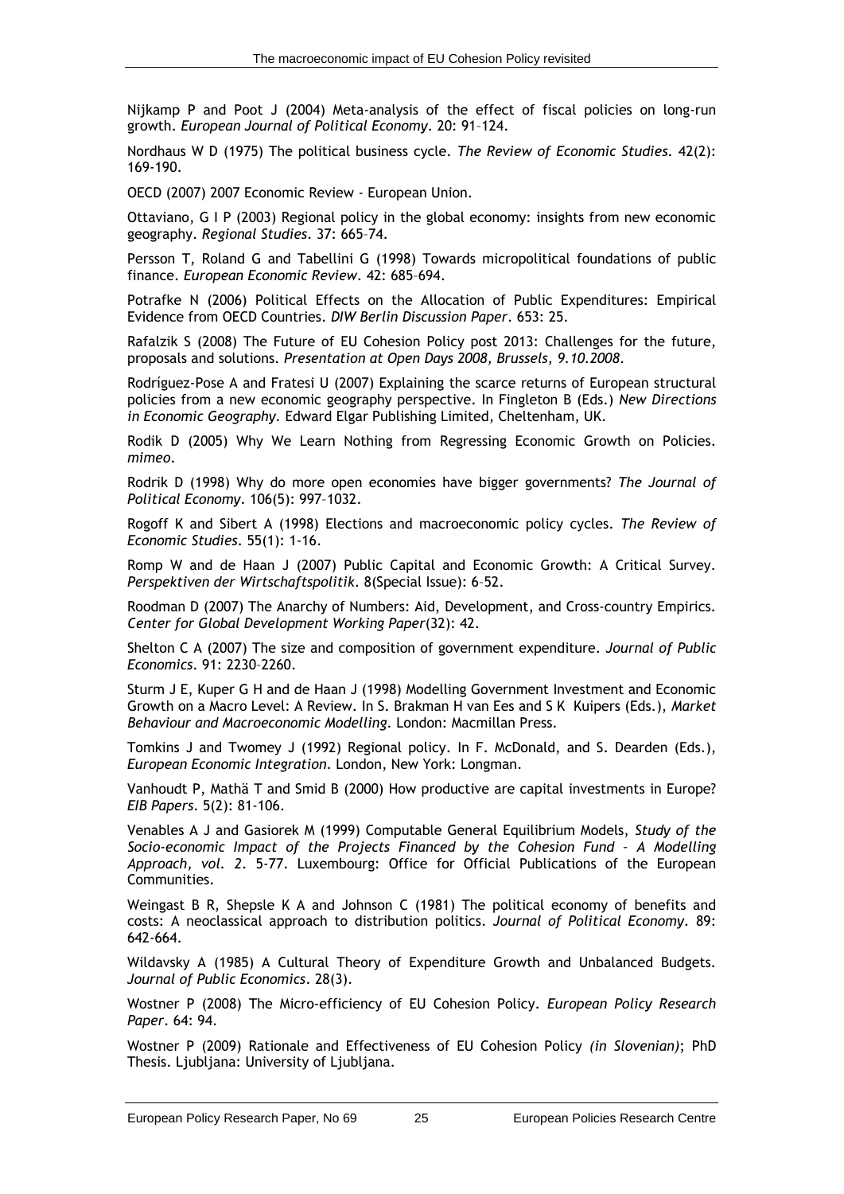Nijkamp P and Poot J (2004) Meta-analysis of the effect of fiscal policies on long-run growth. *European Journal of Political Economy*. 20: 91–124.

Nordhaus W D (1975) The political business cycle. *The Review of Economic Studies*. 42(2): 169-190.

OECD (2007) 2007 Economic Review - European Union.

Ottaviano, G I P (2003) Regional policy in the global economy: insights from new economic geography. *Regional Studies*. 37: 665–74.

Persson T, Roland G and Tabellini G (1998) Towards micropolitical foundations of public finance. *European Economic Review*. 42: 685–694.

Potrafke N (2006) Political Effects on the Allocation of Public Expenditures: Empirical Evidence from OECD Countries. *DIW Berlin Discussion Paper*. 653: 25.

Rafalzik S (2008) The Future of EU Cohesion Policy post 2013: Challenges for the future, proposals and solutions. *Presentation at Open Days 2008, Brussels, 9.10.2008*.

Rodríguez-Pose A and Fratesi U (2007) Explaining the scarce returns of European structural policies from a new economic geography perspective. In Fingleton B (Eds.) *New Directions in Economic Geography*. Edward Elgar Publishing Limited, Cheltenham, UK.

Rodik D (2005) Why We Learn Nothing from Regressing Economic Growth on Policies. *mimeo*.

Rodrik D (1998) Why do more open economies have bigger governments? *The Journal of Political Economy*. 106(5): 997–1032.

Rogoff K and Sibert A (1998) Elections and macroeconomic policy cycles. *The Review of Economic Studies*. 55(1): 1-16.

Romp W and de Haan J (2007) Public Capital and Economic Growth: A Critical Survey. *Perspektiven der Wirtschaftspolitik*. 8(Special Issue): 6–52.

Roodman D (2007) The Anarchy of Numbers: Aid, Development, and Cross-country Empirics. *Center for Global Development Working Paper*(32): 42.

Shelton C A (2007) The size and composition of government expenditure. *Journal of Public Economics*. 91: 2230–2260.

Sturm J E, Kuper G H and de Haan J (1998) Modelling Government Investment and Economic Growth on a Macro Level: A Review. In S. Brakman H van Ees and S K Kuipers (Eds.), *Market Behaviour and Macroeconomic Modelling*. London: Macmillan Press.

Tomkins J and Twomey J (1992) Regional policy. In F. McDonald, and S. Dearden (Eds.), *European Economic Integration*. London, New York: Longman.

Vanhoudt P, Mathä T and Smid B (2000) How productive are capital investments in Europe? *EIB Papers*. 5(2): 81-106.

Venables A J and Gasiorek M (1999) Computable General Equilibrium Models, *Study of the Socio-economic Impact of the Projects Financed by the Cohesion Fund – A Modelling Approach, vol. 2*. 5-77. Luxembourg: Office for Official Publications of the European Communities.

Weingast B R, Shepsle K A and Johnson C (1981) The political economy of benefits and costs: A neoclassical approach to distribution politics. *Journal of Political Economy*. 89: 642-664.

Wildavsky A (1985) A Cultural Theory of Expenditure Growth and Unbalanced Budgets. *Journal of Public Economics*. 28(3).

Wostner P (2008) The Micro-efficiency of EU Cohesion Policy. *European Policy Research Paper*. 64: 94.

Wostner P (2009) Rationale and Effectiveness of EU Cohesion Policy *(in Slovenian)*; PhD Thesis. Ljubljana: University of Ljubljana.